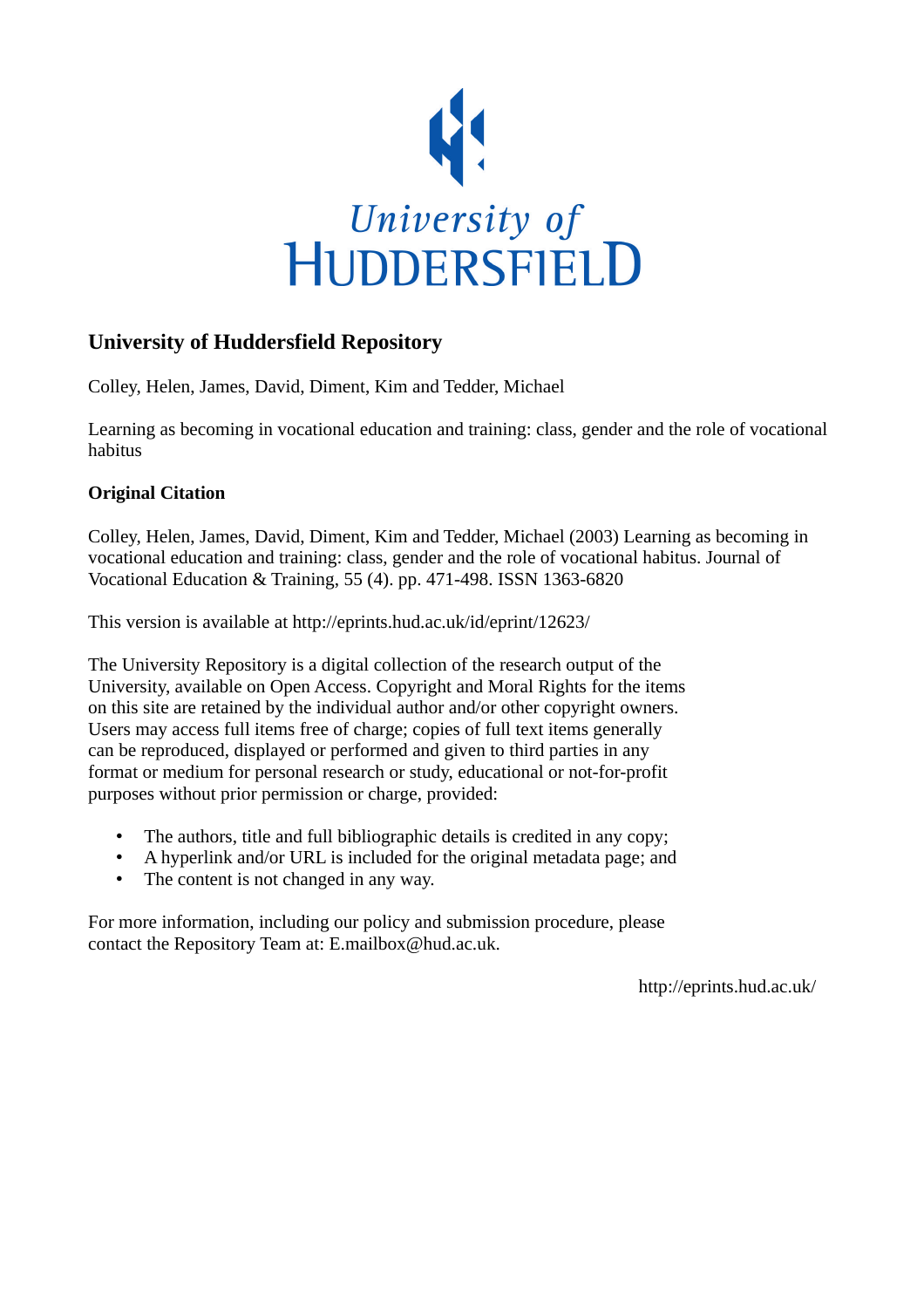University of HUDDERSFIELD

# University of Huddersfield Repository

Colley, Helen, James, David, Diment, Kim and Tedder, Michael

Learning as becoming in vocational education and training: class, gender and the role of vocational habitus

## Original Citation

Colley, Helen, James, David, Diment, Kim and Tedder, Michael (2003) Learning as becoming in vocational education and training: class, gender and the role of vocational habitus. Journal of Vocational Education & Training, 55 (4). pp. 471-498. ISSN 1363-6820

This version is available at http://eprints.hud.ac.uk/id/eprint/12623/

The University Repository is a digital collection of the research output of the University, available on Open Access. Copyright and Moral Rights for the items on this site are retained by the individual author and/or other copyright owners. Users may access full items free of charge; copies of full text items generally can be reproduced, displayed or performed and given to third parties in any format or medium for personal research or study, educational or not-for-profit purposes without prior permission or charge, provided:

- The authors, title and full bibliographic details is credited in any copy;
- A hyperlink and/or URL is included for the original metadata page; and
- The content is not changed in any way.

For more information, including our policy and submission procedure, please contact the Repository Team at: E.mailbox@hud.ac.uk.

http://eprints.hud.ac.uk/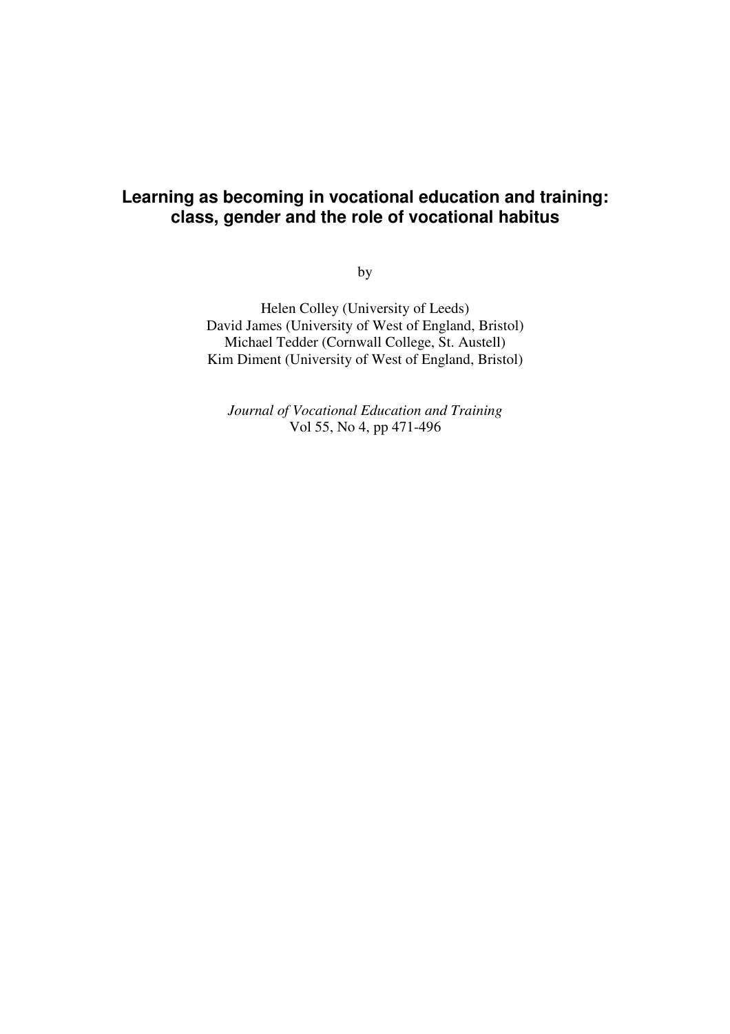# Learning as becoming in vocational education and training: class, gender and the role of vocational habitus

by

Helen Colley (University of Leeds)
David James (University of West of England, Bristol)
Michael Tedder (Cornwall College, St. Austell)
Kim Diment (University of West of England, Bristol)

*Journal of Vocational Education and Training*
Vol 55, No 4, pp 471-496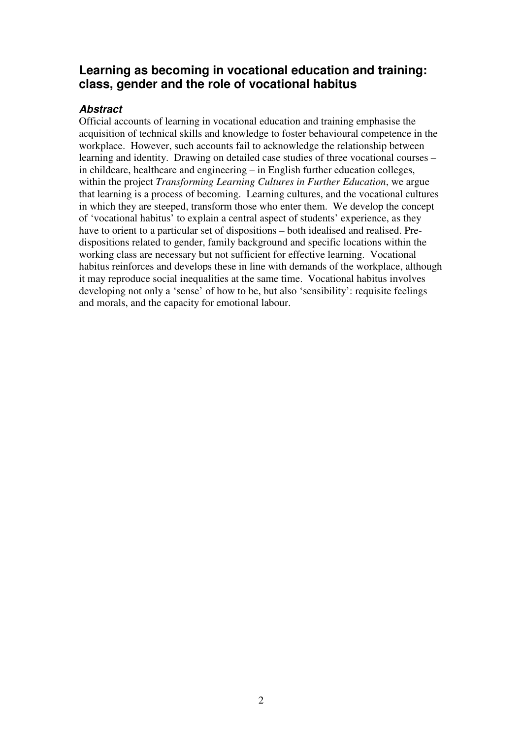## Learning as becoming in vocational education and training: class, gender and the role of vocational habitus

### *Abstract*

Official accounts of learning in vocational education and training emphasise the acquisition of technical skills and knowledge to foster behavioural competence in the workplace. However, such accounts fail to acknowledge the relationship between learning and identity. Drawing on detailed case studies of three vocational courses – in childcare, healthcare and engineering – in English further education colleges, within the project *Transforming Learning Cultures in Further Education*, we argue that learning is a process of becoming. Learning cultures, and the vocational cultures in which they are steeped, transform those who enter them. We develop the concept of 'vocational habitus' to explain a central aspect of students' experience, as they have to orient to a particular set of dispositions – both idealised and realised. Pre-dispositions related to gender, family background and specific locations within the working class are necessary but not sufficient for effective learning. Vocational habitus reinforces and develops these in line with demands of the workplace, although it may reproduce social inequalities at the same time. Vocational habitus involves developing not only a 'sense' of how to be, but also 'sensibility': requisite feelings and morals, and the capacity for emotional labour.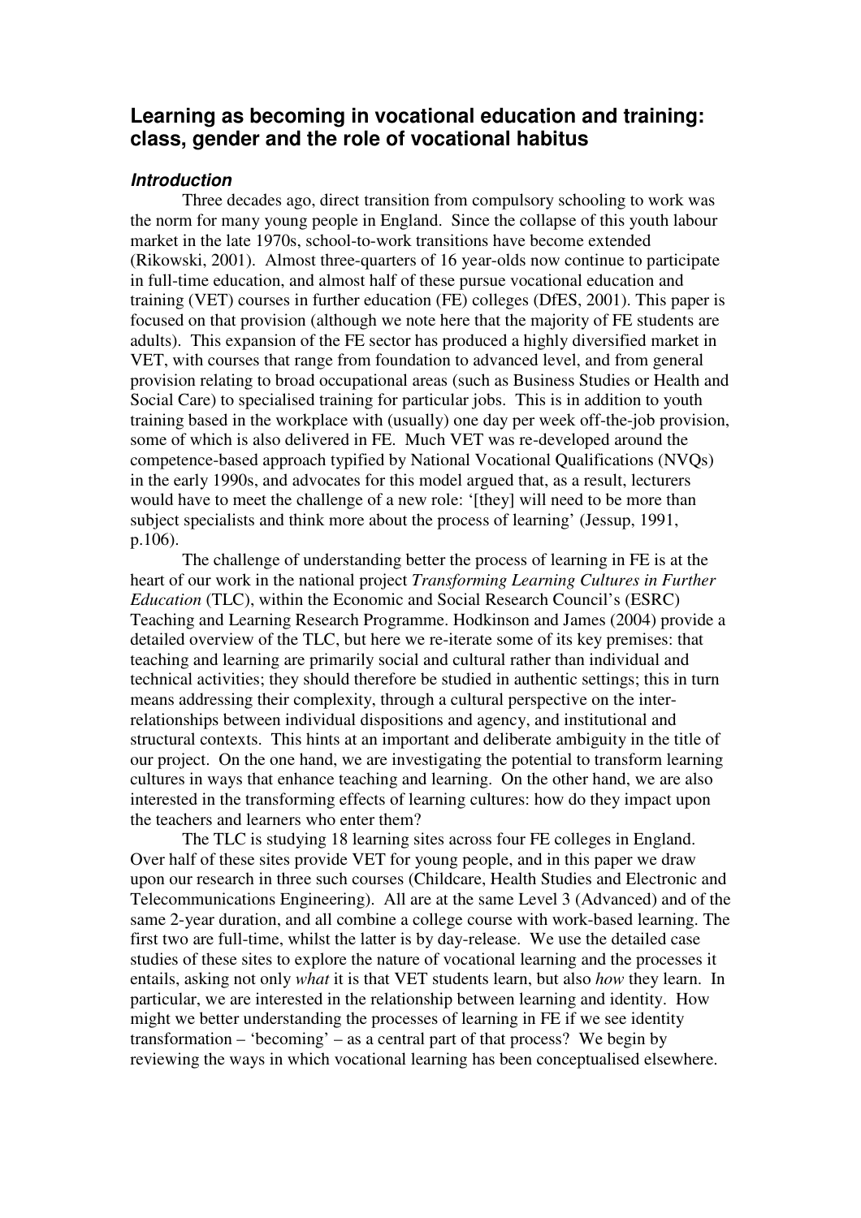## Learning as becoming in vocational education and training: class, gender and the role of vocational habitus

### *Introduction*

Three decades ago, direct transition from compulsory schooling to work was the norm for many young people in England. Since the collapse of this youth labour market in the late 1970s, school-to-work transitions have become extended (Rikowski, 2001). Almost three-quarters of 16 year-olds now continue to participate in full-time education, and almost half of these pursue vocational education and training (VET) courses in further education (FE) colleges (DfES, 2001). This paper is focused on that provision (although we note here that the majority of FE students are adults). This expansion of the FE sector has produced a highly diversified market in VET, with courses that range from foundation to advanced level, and from general provision relating to broad occupational areas (such as Business Studies or Health and Social Care) to specialised training for particular jobs. This is in addition to youth training based in the workplace with (usually) one day per week off-the-job provision, some of which is also delivered in FE. Much VET was re-developed around the competence-based approach typified by National Vocational Qualifications (NVQs) in the early 1990s, and advocates for this model argued that, as a result, lecturers would have to meet the challenge of a new role: '[they] will need to be more than subject specialists and think more about the process of learning' (Jessup, 1991, p.106).

The challenge of understanding better the process of learning in FE is at the heart of our work in the national project *Transforming Learning Cultures in Further Education* (TLC), within the Economic and Social Research Council's (ESRC) Teaching and Learning Research Programme. Hodkinson and James (2004) provide a detailed overview of the TLC, but here we re-iterate some of its key premises: that teaching and learning are primarily social and cultural rather than individual and technical activities; they should therefore be studied in authentic settings; this in turn means addressing their complexity, through a cultural perspective on the inter-relationships between individual dispositions and agency, and institutional and structural contexts. This hints at an important and deliberate ambiguity in the title of our project. On the one hand, we are investigating the potential to transform learning cultures in ways that enhance teaching and learning. On the other hand, we are also interested in the transforming effects of learning cultures: how do they impact upon the teachers and learners who enter them?

The TLC is studying 18 learning sites across four FE colleges in England. Over half of these sites provide VET for young people, and in this paper we draw upon our research in three such courses (Childcare, Health Studies and Electronic and Telecommunications Engineering). All are at the same Level 3 (Advanced) and of the same 2-year duration, and all combine a college course with work-based learning. The first two are full-time, whilst the latter is by day-release. We use the detailed case studies of these sites to explore the nature of vocational learning and the processes it entails, asking not only *what* it is that VET students learn, but also *how* they learn. In particular, we are interested in the relationship between learning and identity. How might we better understanding the processes of learning in FE if we see identity transformation – 'becoming' – as a central part of that process? We begin by reviewing the ways in which vocational learning has been conceptualised elsewhere.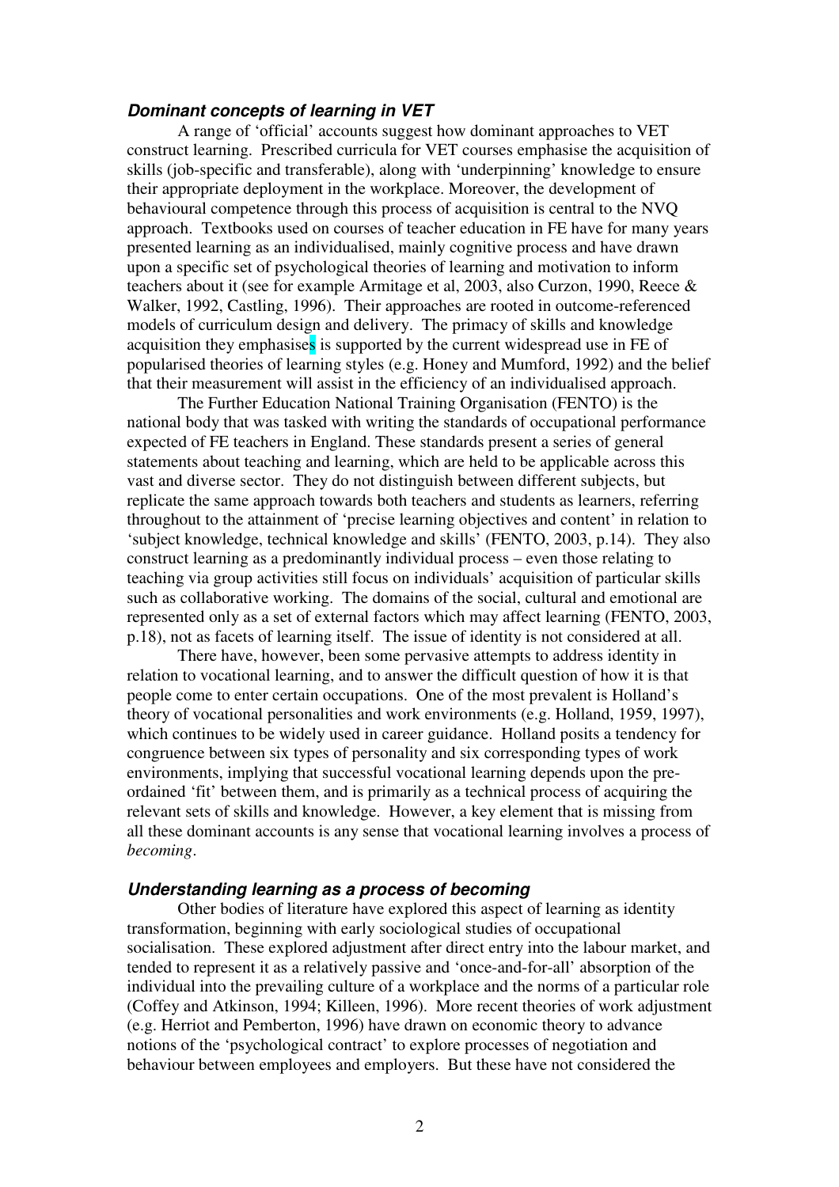### ***Dominant concepts of learning in VET***

A range of 'official' accounts suggest how dominant approaches to VET construct learning. Prescribed curricula for VET courses emphasise the acquisition of skills (job-specific and transferable), along with 'underpinning' knowledge to ensure their appropriate deployment in the workplace. Moreover, the development of behavioural competence through this process of acquisition is central to the NVQ approach. Textbooks used on courses of teacher education in FE have for many years presented learning as an individualised, mainly cognitive process and have drawn upon a specific set of psychological theories of learning and motivation to inform teachers about it (see for example Armitage et al, 2003, also Curzon, 1990, Reece & Walker, 1992, Castling, 1996). Their approaches are rooted in outcome-referenced models of curriculum design and delivery. The primacy of skills and knowledge acquisition they emphasises is supported by the current widespread use in FE of popularised theories of learning styles (e.g. Honey and Mumford, 1992) and the belief that their measurement will assist in the efficiency of an individualised approach.

The Further Education National Training Organisation (FENTO) is the national body that was tasked with writing the standards of occupational performance expected of FE teachers in England. These standards present a series of general statements about teaching and learning, which are held to be applicable across this vast and diverse sector. They do not distinguish between different subjects, but replicate the same approach towards both teachers and students as learners, referring throughout to the attainment of 'precise learning objectives and content' in relation to 'subject knowledge, technical knowledge and skills' (FENTO, 2003, p.14). They also construct learning as a predominantly individual process – even those relating to teaching via group activities still focus on individuals' acquisition of particular skills such as collaborative working. The domains of the social, cultural and emotional are represented only as a set of external factors which may affect learning (FENTO, 2003, p.18), not as facets of learning itself. The issue of identity is not considered at all.

There have, however, been some pervasive attempts to address identity in relation to vocational learning, and to answer the difficult question of how it is that people come to enter certain occupations. One of the most prevalent is Holland's theory of vocational personalities and work environments (e.g. Holland, 1959, 1997), which continues to be widely used in career guidance. Holland posits a tendency for congruence between six types of personality and six corresponding types of work environments, implying that successful vocational learning depends upon the pre-ordained 'fit' between them, and is primarily as a technical process of acquiring the relevant sets of skills and knowledge. However, a key element that is missing from all these dominant accounts is any sense that vocational learning involves a process of *becoming*.

### ***Understanding learning as a process of becoming***

Other bodies of literature have explored this aspect of learning as identity transformation, beginning with early sociological studies of occupational socialisation. These explored adjustment after direct entry into the labour market, and tended to represent it as a relatively passive and 'once-and-for-all' absorption of the individual into the prevailing culture of a workplace and the norms of a particular role (Coffey and Atkinson, 1994; Killeen, 1996). More recent theories of work adjustment (e.g. Herriot and Pemberton, 1996) have drawn on economic theory to advance notions of the 'psychological contract' to explore processes of negotiation and behaviour between employees and employers. But these have not considered the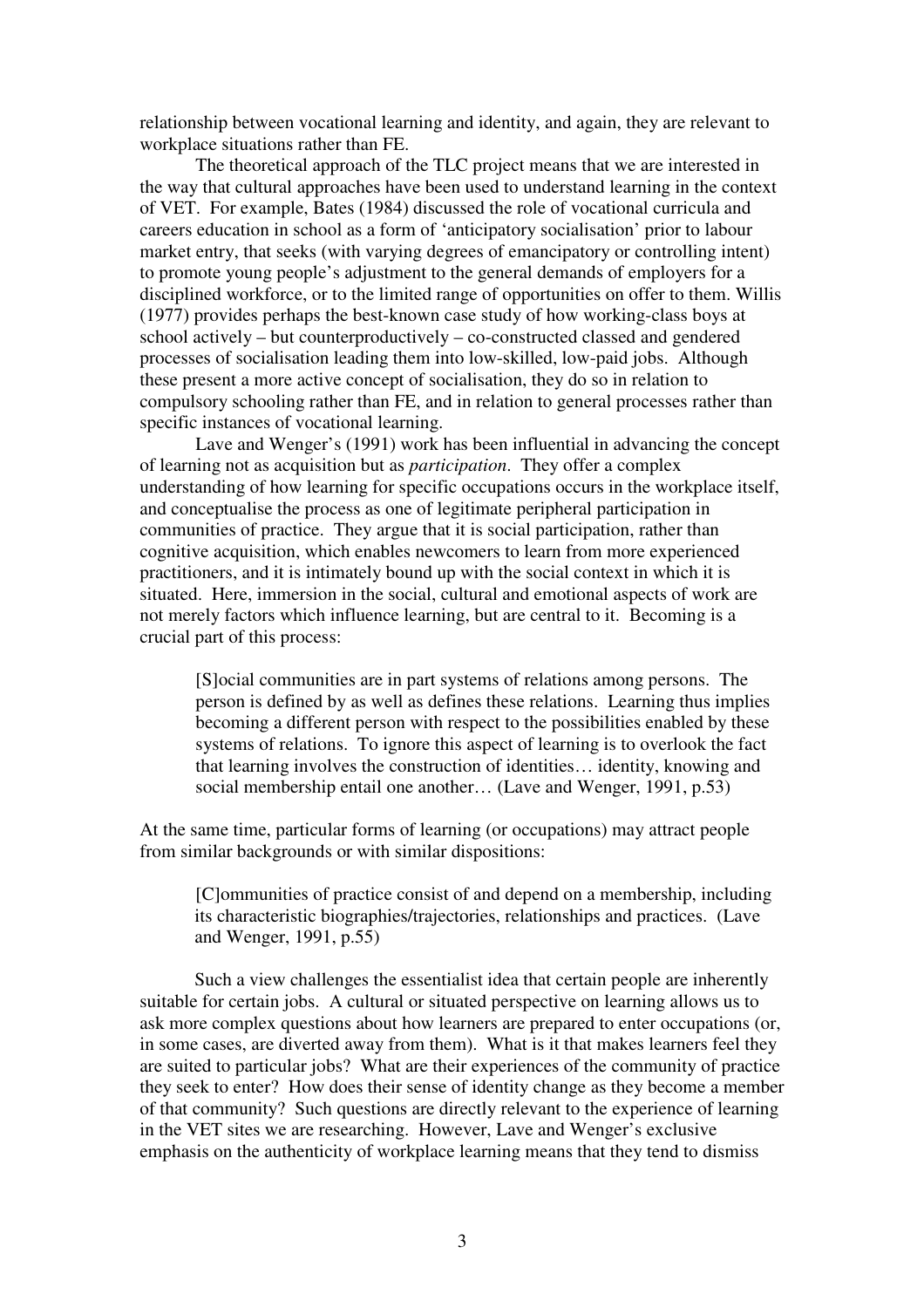relationship between vocational learning and identity, and again, they are relevant to workplace situations rather than FE.

The theoretical approach of the TLC project means that we are interested in the way that cultural approaches have been used to understand learning in the context of VET. For example, Bates (1984) discussed the role of vocational curricula and careers education in school as a form of 'anticipatory socialisation' prior to labour market entry, that seeks (with varying degrees of emancipatory or controlling intent) to promote young people's adjustment to the general demands of employers for a disciplined workforce, or to the limited range of opportunities on offer to them. Willis (1977) provides perhaps the best-known case study of how working-class boys at school actively – but counterproductively – co-constructed classed and gendered processes of socialisation leading them into low-skilled, low-paid jobs. Although these present a more active concept of socialisation, they do so in relation to compulsory schooling rather than FE, and in relation to general processes rather than specific instances of vocational learning.

Lave and Wenger's (1991) work has been influential in advancing the concept of learning not as acquisition but as *participation*. They offer a complex understanding of how learning for specific occupations occurs in the workplace itself, and conceptualise the process as one of legitimate peripheral participation in communities of practice. They argue that it is social participation, rather than cognitive acquisition, which enables newcomers to learn from more experienced practitioners, and it is intimately bound up with the social context in which it is situated. Here, immersion in the social, cultural and emotional aspects of work are not merely factors which influence learning, but are central to it. Becoming is a crucial part of this process:

> [S]ocial communities are in part systems of relations among persons. The person is defined by as well as defines these relations. Learning thus implies becoming a different person with respect to the possibilities enabled by these systems of relations. To ignore this aspect of learning is to overlook the fact that learning involves the construction of identities… identity, knowing and social membership entail one another… (Lave and Wenger, 1991, p.53)

At the same time, particular forms of learning (or occupations) may attract people from similar backgrounds or with similar dispositions:

> [C]ommunities of practice consist of and depend on a membership, including its characteristic biographies/trajectories, relationships and practices. (Lave and Wenger, 1991, p.55)

Such a view challenges the essentialist idea that certain people are inherently suitable for certain jobs. A cultural or situated perspective on learning allows us to ask more complex questions about how learners are prepared to enter occupations (or, in some cases, are diverted away from them). What is it that makes learners feel they are suited to particular jobs? What are their experiences of the community of practice they seek to enter? How does their sense of identity change as they become a member of that community? Such questions are directly relevant to the experience of learning in the VET sites we are researching. However, Lave and Wenger's exclusive emphasis on the authenticity of workplace learning means that they tend to dismiss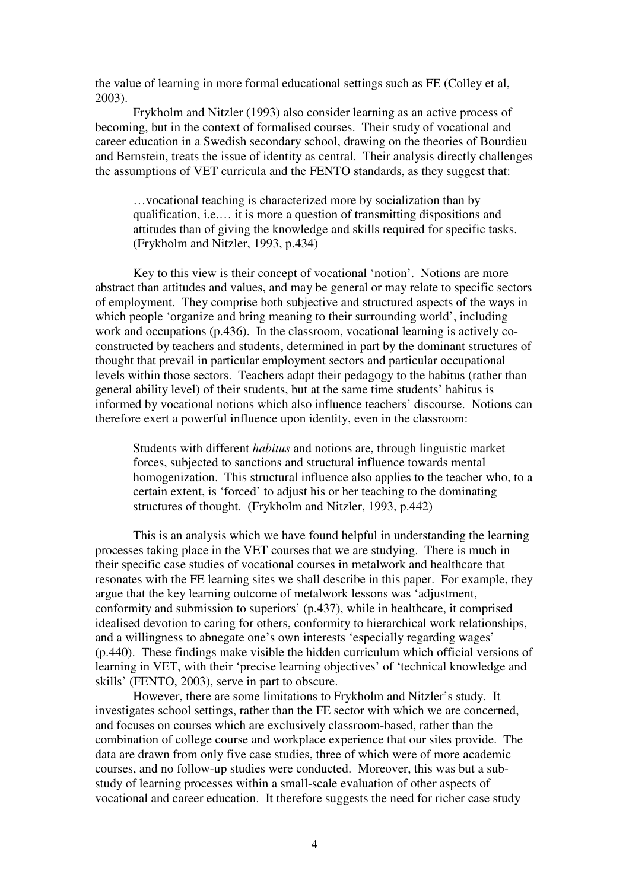the value of learning in more formal educational settings such as FE (Colley et al, 2003).

Frykholm and Nitzler (1993) also consider learning as an active process of becoming, but in the context of formalised courses. Their study of vocational and career education in a Swedish secondary school, drawing on the theories of Bourdieu and Bernstein, treats the issue of identity as central. Their analysis directly challenges the assumptions of VET curricula and the FENTO standards, as they suggest that:

> …vocational teaching is characterized more by socialization than by qualification, i.e.… it is more a question of transmitting dispositions and attitudes than of giving the knowledge and skills required for specific tasks. (Frykholm and Nitzler, 1993, p.434)

Key to this view is their concept of vocational 'notion'. Notions are more abstract than attitudes and values, and may be general or may relate to specific sectors of employment. They comprise both subjective and structured aspects of the ways in which people 'organize and bring meaning to their surrounding world', including work and occupations (p.436). In the classroom, vocational learning is actively co-constructed by teachers and students, determined in part by the dominant structures of thought that prevail in particular employment sectors and particular occupational levels within those sectors. Teachers adapt their pedagogy to the habitus (rather than general ability level) of their students, but at the same time students' habitus is informed by vocational notions which also influence teachers' discourse. Notions can therefore exert a powerful influence upon identity, even in the classroom:

> Students with different *habitus* and notions are, through linguistic market forces, subjected to sanctions and structural influence towards mental homogenization. This structural influence also applies to the teacher who, to a certain extent, is 'forced' to adjust his or her teaching to the dominating structures of thought. (Frykholm and Nitzler, 1993, p.442)

This is an analysis which we have found helpful in understanding the learning processes taking place in the VET courses that we are studying. There is much in their specific case studies of vocational courses in metalwork and healthcare that resonates with the FE learning sites we shall describe in this paper. For example, they argue that the key learning outcome of metalwork lessons was 'adjustment, conformity and submission to superiors' (p.437), while in healthcare, it comprised idealised devotion to caring for others, conformity to hierarchical work relationships, and a willingness to abnegate one's own interests 'especially regarding wages' (p.440). These findings make visible the hidden curriculum which official versions of learning in VET, with their 'precise learning objectives' of 'technical knowledge and skills' (FENTO, 2003), serve in part to obscure.

However, there are some limitations to Frykholm and Nitzler's study. It investigates school settings, rather than the FE sector with which we are concerned, and focuses on courses which are exclusively classroom-based, rather than the combination of college course and workplace experience that our sites provide. The data are drawn from only five case studies, three of which were of more academic courses, and no follow-up studies were conducted. Moreover, this was but a sub-study of learning processes within a small-scale evaluation of other aspects of vocational and career education. It therefore suggests the need for richer case study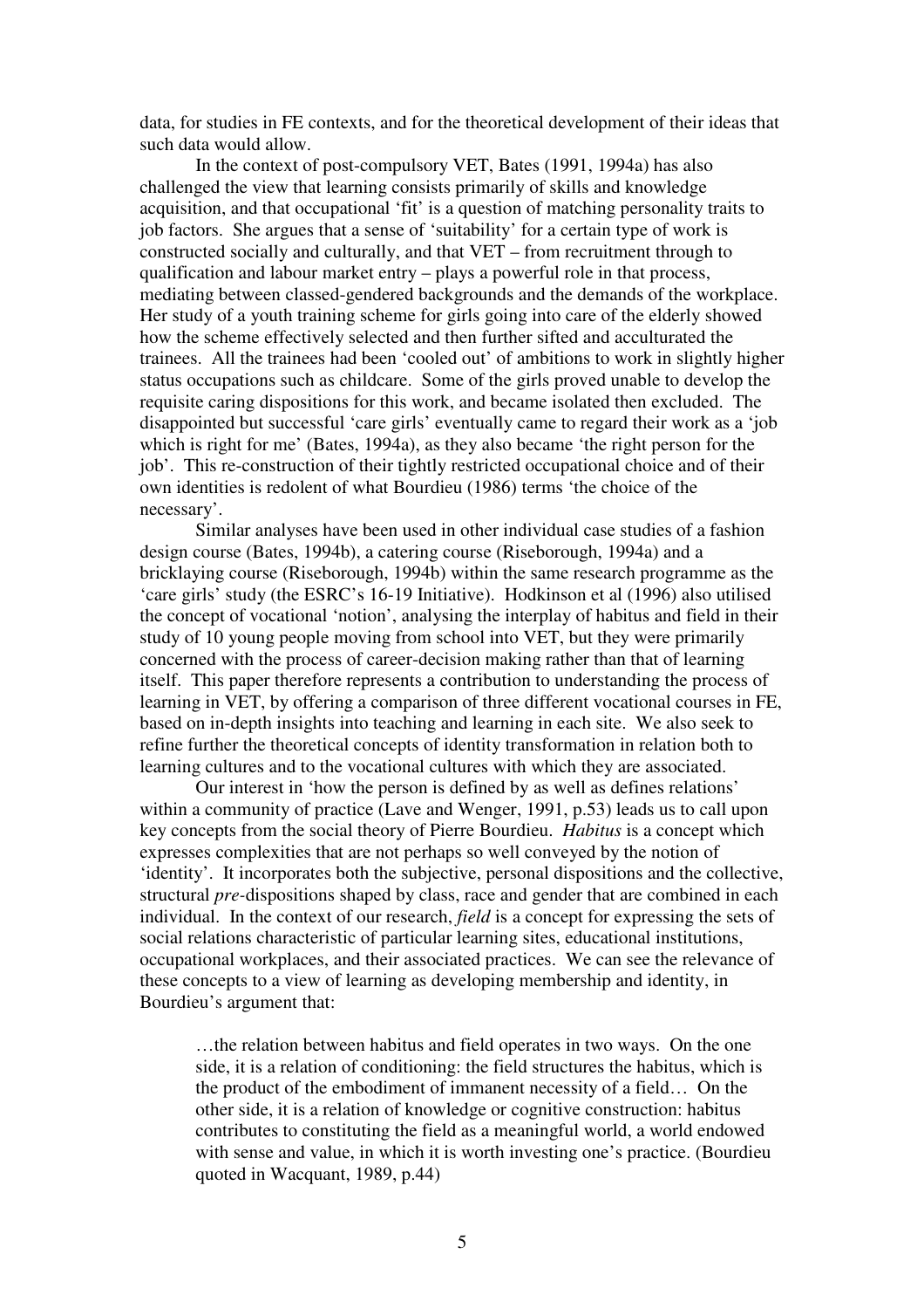data, for studies in FE contexts, and for the theoretical development of their ideas that such data would allow.

In the context of post-compulsory VET, Bates (1991, 1994a) has also challenged the view that learning consists primarily of skills and knowledge acquisition, and that occupational 'fit' is a question of matching personality traits to job factors. She argues that a sense of 'suitability' for a certain type of work is constructed socially and culturally, and that VET – from recruitment through to qualification and labour market entry – plays a powerful role in that process, mediating between classed-gendered backgrounds and the demands of the workplace. Her study of a youth training scheme for girls going into care of the elderly showed how the scheme effectively selected and then further sifted and acculturated the trainees. All the trainees had been 'cooled out' of ambitions to work in slightly higher status occupations such as childcare. Some of the girls proved unable to develop the requisite caring dispositions for this work, and became isolated then excluded. The disappointed but successful 'care girls' eventually came to regard their work as a 'job which is right for me' (Bates, 1994a), as they also became 'the right person for the job'. This re-construction of their tightly restricted occupational choice and of their own identities is redolent of what Bourdieu (1986) terms 'the choice of the necessary'.

Similar analyses have been used in other individual case studies of a fashion design course (Bates, 1994b), a catering course (Riseborough, 1994a) and a bricklaying course (Riseborough, 1994b) within the same research programme as the 'care girls' study (the ESRC's 16-19 Initiative). Hodkinson et al (1996) also utilised the concept of vocational 'notion', analysing the interplay of habitus and field in their study of 10 young people moving from school into VET, but they were primarily concerned with the process of career-decision making rather than that of learning itself. This paper therefore represents a contribution to understanding the process of learning in VET, by offering a comparison of three different vocational courses in FE, based on in-depth insights into teaching and learning in each site. We also seek to refine further the theoretical concepts of identity transformation in relation both to learning cultures and to the vocational cultures with which they are associated.

Our interest in 'how the person is defined by as well as defines relations' within a community of practice (Lave and Wenger, 1991, p.53) leads us to call upon key concepts from the social theory of Pierre Bourdieu. *Habitus* is a concept which expresses complexities that are not perhaps so well conveyed by the notion of 'identity'. It incorporates both the subjective, personal dispositions and the collective, structural *pre*-dispositions shaped by class, race and gender that are combined in each individual. In the context of our research, *field* is a concept for expressing the sets of social relations characteristic of particular learning sites, educational institutions, occupational workplaces, and their associated practices. We can see the relevance of these concepts to a view of learning as developing membership and identity, in Bourdieu's argument that:

> …the relation between habitus and field operates in two ways. On the one side, it is a relation of conditioning: the field structures the habitus, which is the product of the embodiment of immanent necessity of a field… On the other side, it is a relation of knowledge or cognitive construction: habitus contributes to constituting the field as a meaningful world, a world endowed with sense and value, in which it is worth investing one's practice. (Bourdieu quoted in Wacquant, 1989, p.44)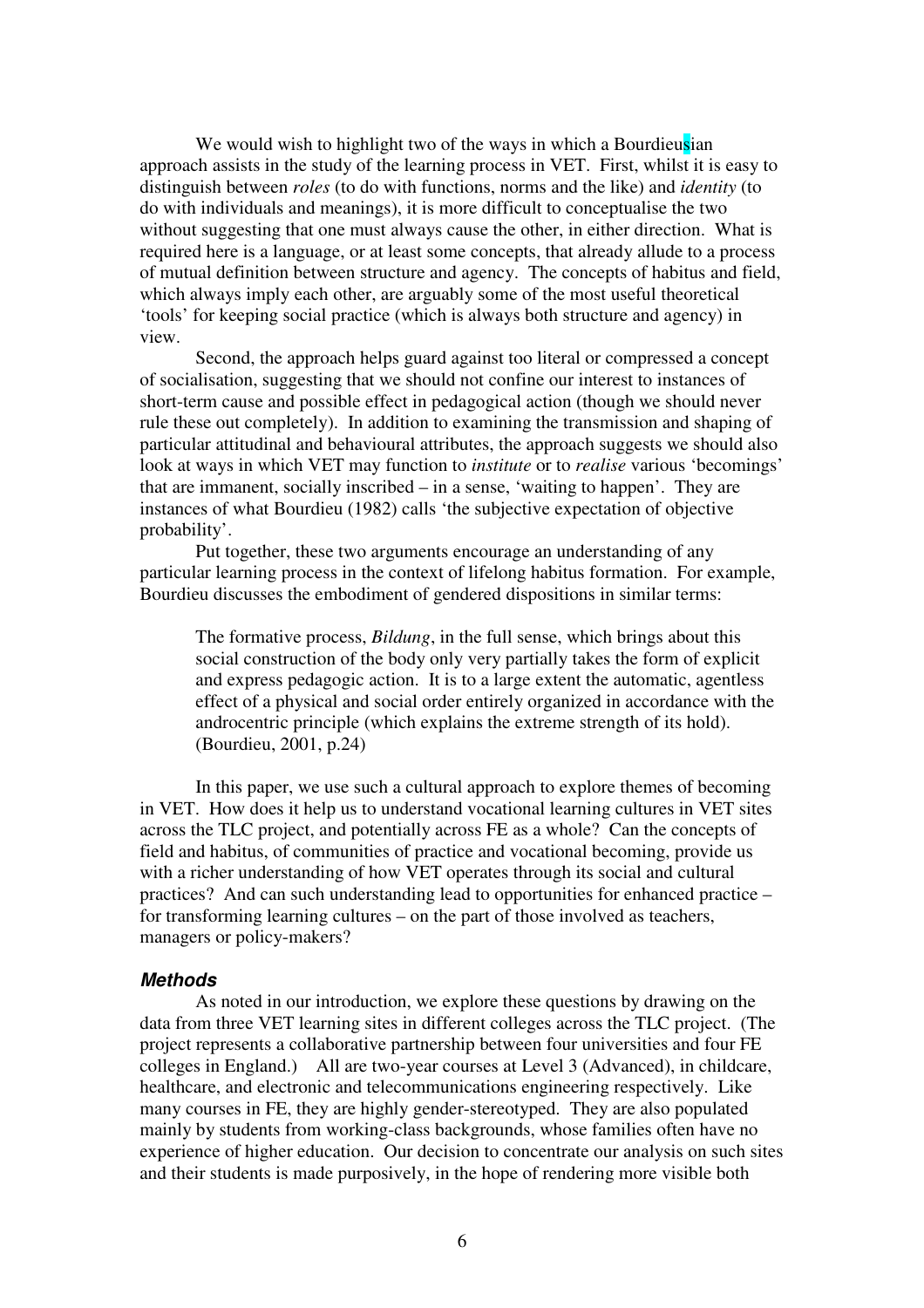We would wish to highlight two of the ways in which a Bourdieusian approach assists in the study of the learning process in VET. First, whilst it is easy to distinguish between *roles* (to do with functions, norms and the like) and *identity* (to do with individuals and meanings), it is more difficult to conceptualise the two without suggesting that one must always cause the other, in either direction. What is required here is a language, or at least some concepts, that already allude to a process of mutual definition between structure and agency. The concepts of habitus and field, which always imply each other, are arguably some of the most useful theoretical 'tools' for keeping social practice (which is always both structure and agency) in view.

Second, the approach helps guard against too literal or compressed a concept of socialisation, suggesting that we should not confine our interest to instances of short-term cause and possible effect in pedagogical action (though we should never rule these out completely). In addition to examining the transmission and shaping of particular attitudinal and behavioural attributes, the approach suggests we should also look at ways in which VET may function to *institute* or to *realise* various 'becomings' that are immanent, socially inscribed – in a sense, 'waiting to happen'. They are instances of what Bourdieu (1982) calls 'the subjective expectation of objective probability'.

Put together, these two arguments encourage an understanding of any particular learning process in the context of lifelong habitus formation. For example, Bourdieu discusses the embodiment of gendered dispositions in similar terms:

> The formative process, *Bildung*, in the full sense, which brings about this social construction of the body only very partially takes the form of explicit and express pedagogic action. It is to a large extent the automatic, agentless effect of a physical and social order entirely organized in accordance with the androcentric principle (which explains the extreme strength of its hold). (Bourdieu, 2001, p.24)

In this paper, we use such a cultural approach to explore themes of becoming in VET. How does it help us to understand vocational learning cultures in VET sites across the TLC project, and potentially across FE as a whole? Can the concepts of field and habitus, of communities of practice and vocational becoming, provide us with a richer understanding of how VET operates through its social and cultural practices? And can such understanding lead to opportunities for enhanced practice – for transforming learning cultures – on the part of those involved as teachers, managers or policy-makers?

### *Methods*

As noted in our introduction, we explore these questions by drawing on the data from three VET learning sites in different colleges across the TLC project. (The project represents a collaborative partnership between four universities and four FE colleges in England.) All are two-year courses at Level 3 (Advanced), in childcare, healthcare, and electronic and telecommunications engineering respectively. Like many courses in FE, they are highly gender-stereotyped. They are also populated mainly by students from working-class backgrounds, whose families often have no experience of higher education. Our decision to concentrate our analysis on such sites and their students is made purposively, in the hope of rendering more visible both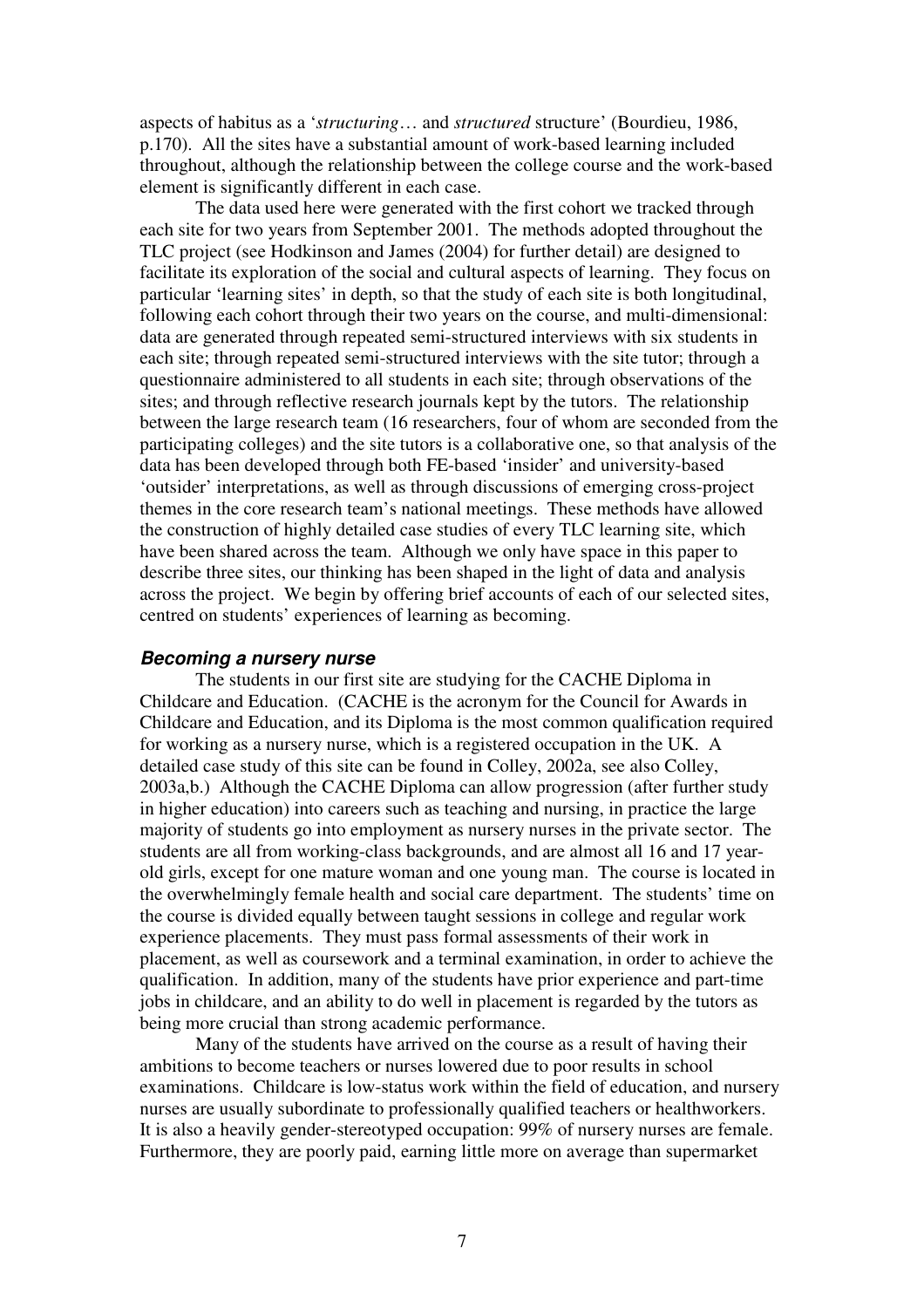aspects of habitus as a '*structuring*… and *structured* structure' (Bourdieu, 1986, p.170). All the sites have a substantial amount of work-based learning included throughout, although the relationship between the college course and the work-based element is significantly different in each case.

The data used here were generated with the first cohort we tracked through each site for two years from September 2001. The methods adopted throughout the TLC project (see Hodkinson and James (2004) for further detail) are designed to facilitate its exploration of the social and cultural aspects of learning. They focus on particular 'learning sites' in depth, so that the study of each site is both longitudinal, following each cohort through their two years on the course, and multi-dimensional: data are generated through repeated semi-structured interviews with six students in each site; through repeated semi-structured interviews with the site tutor; through a questionnaire administered to all students in each site; through observations of the sites; and through reflective research journals kept by the tutors. The relationship between the large research team (16 researchers, four of whom are seconded from the participating colleges) and the site tutors is a collaborative one, so that analysis of the data has been developed through both FE-based 'insider' and university-based 'outsider' interpretations, as well as through discussions of emerging cross-project themes in the core research team's national meetings. These methods have allowed the construction of highly detailed case studies of every TLC learning site, which have been shared across the team. Although we only have space in this paper to describe three sites, our thinking has been shaped in the light of data and analysis across the project. We begin by offering brief accounts of each of our selected sites, centred on students' experiences of learning as becoming.

### *Becoming a nursery nurse*

The students in our first site are studying for the CACHE Diploma in Childcare and Education. (CACHE is the acronym for the Council for Awards in Childcare and Education, and its Diploma is the most common qualification required for working as a nursery nurse, which is a registered occupation in the UK. A detailed case study of this site can be found in Colley, 2002a, see also Colley, 2003a,b.) Although the CACHE Diploma can allow progression (after further study in higher education) into careers such as teaching and nursing, in practice the large majority of students go into employment as nursery nurses in the private sector. The students are all from working-class backgrounds, and are almost all 16 and 17 year-old girls, except for one mature woman and one young man. The course is located in the overwhelmingly female health and social care department. The students' time on the course is divided equally between taught sessions in college and regular work experience placements. They must pass formal assessments of their work in placement, as well as coursework and a terminal examination, in order to achieve the qualification. In addition, many of the students have prior experience and part-time jobs in childcare, and an ability to do well in placement is regarded by the tutors as being more crucial than strong academic performance.

Many of the students have arrived on the course as a result of having their ambitions to become teachers or nurses lowered due to poor results in school examinations. Childcare is low-status work within the field of education, and nursery nurses are usually subordinate to professionally qualified teachers or healthworkers. It is also a heavily gender-stereotyped occupation: 99% of nursery nurses are female. Furthermore, they are poorly paid, earning little more on average than supermarket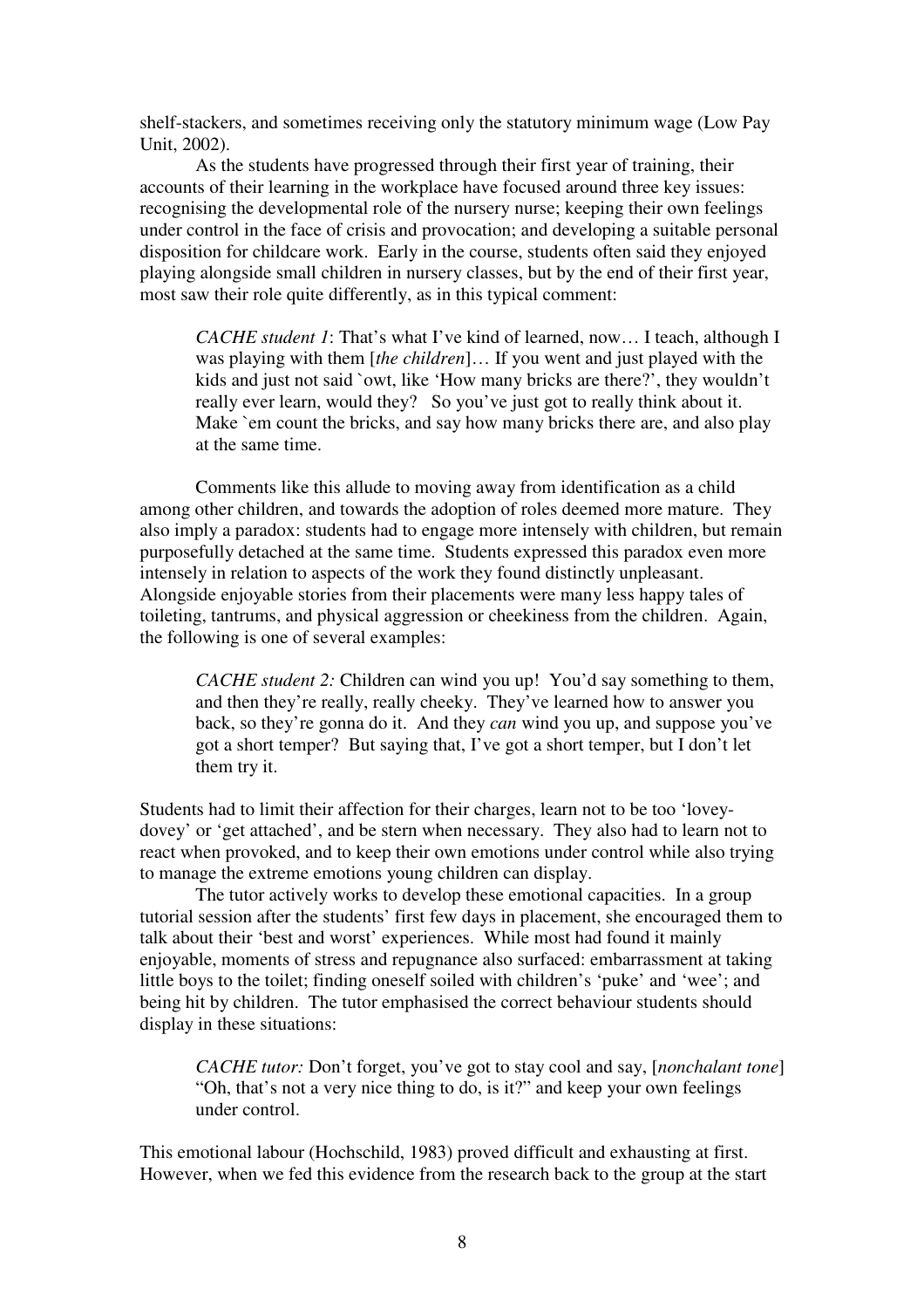shelf-stackers, and sometimes receiving only the statutory minimum wage (Low Pay Unit, 2002).

As the students have progressed through their first year of training, their accounts of their learning in the workplace have focused around three key issues: recognising the developmental role of the nursery nurse; keeping their own feelings under control in the face of crisis and provocation; and developing a suitable personal disposition for childcare work. Early in the course, students often said they enjoyed playing alongside small children in nursery classes, but by the end of their first year, most saw their role quite differently, as in this typical comment:

> *CACHE student 1*: That's what I've kind of learned, now… I teach, although I was playing with them [*the children*]… If you went and just played with the kids and just not said `owt, like 'How many bricks are there?', they wouldn't really ever learn, would they? So you've just got to really think about it. Make `em count the bricks, and say how many bricks there are, and also play at the same time.

Comments like this allude to moving away from identification as a child among other children, and towards the adoption of roles deemed more mature. They also imply a paradox: students had to engage more intensely with children, but remain purposefully detached at the same time. Students expressed this paradox even more intensely in relation to aspects of the work they found distinctly unpleasant. Alongside enjoyable stories from their placements were many less happy tales of toileting, tantrums, and physical aggression or cheekiness from the children. Again, the following is one of several examples:

> *CACHE student 2:* Children can wind you up! You'd say something to them, and then they're really, really cheeky. They've learned how to answer you back, so they're gonna do it. And they *can* wind you up, and suppose you've got a short temper? But saying that, I've got a short temper, but I don't let them try it.

Students had to limit their affection for their charges, learn not to be too 'lovey-dovey' or 'get attached', and be stern when necessary. They also had to learn not to react when provoked, and to keep their own emotions under control while also trying to manage the extreme emotions young children can display.

The tutor actively works to develop these emotional capacities. In a group tutorial session after the students' first few days in placement, she encouraged them to talk about their 'best and worst' experiences. While most had found it mainly enjoyable, moments of stress and repugnance also surfaced: embarrassment at taking little boys to the toilet; finding oneself soiled with children's 'puke' and 'wee'; and being hit by children. The tutor emphasised the correct behaviour students should display in these situations:

> *CACHE tutor:* Don't forget, you've got to stay cool and say, [*nonchalant tone*] "Oh, that's not a very nice thing to do, is it?" and keep your own feelings under control.

This emotional labour (Hochschild, 1983) proved difficult and exhausting at first. However, when we fed this evidence from the research back to the group at the start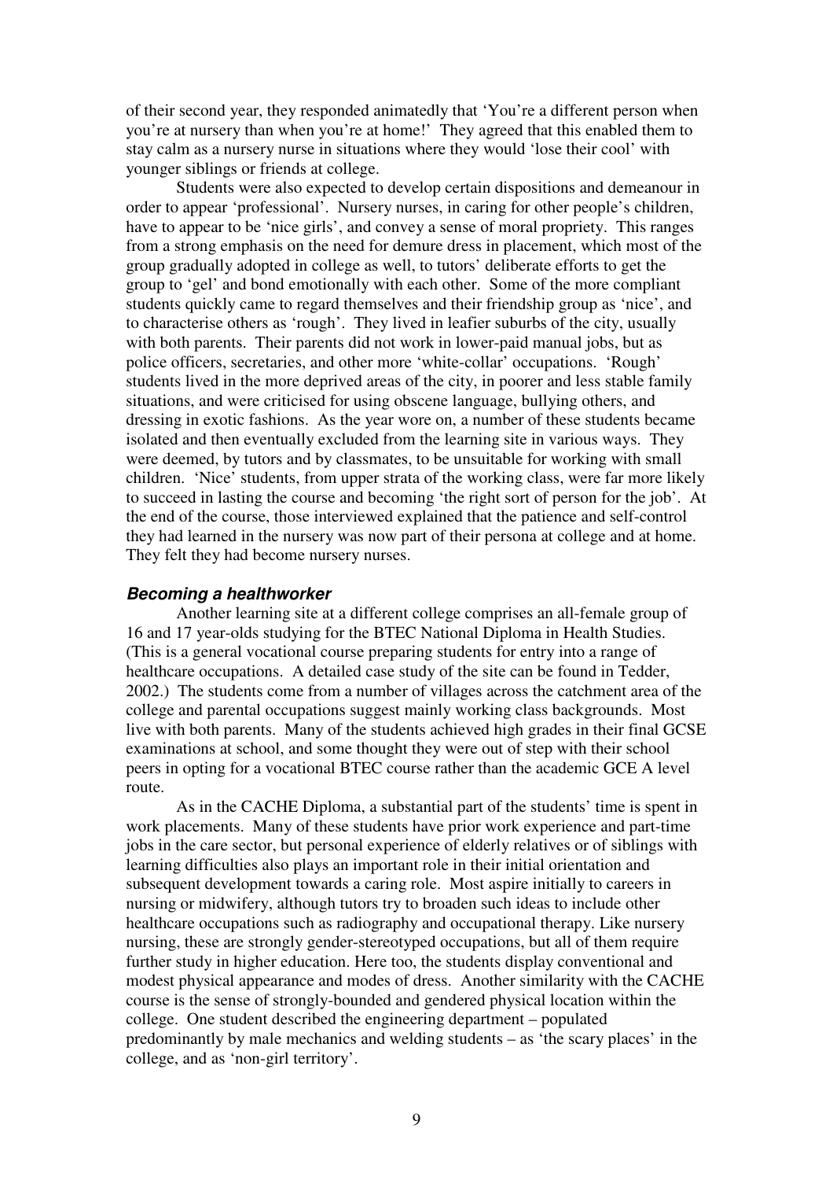of their second year, they responded animatedly that 'You're a different person when you're at nursery than when you're at home!' They agreed that this enabled them to stay calm as a nursery nurse in situations where they would 'lose their cool' with younger siblings or friends at college.

Students were also expected to develop certain dispositions and demeanour in order to appear 'professional'. Nursery nurses, in caring for other people's children, have to appear to be 'nice girls', and convey a sense of moral propriety. This ranges from a strong emphasis on the need for demure dress in placement, which most of the group gradually adopted in college as well, to tutors' deliberate efforts to get the group to 'gel' and bond emotionally with each other. Some of the more compliant students quickly came to regard themselves and their friendship group as 'nice', and to characterise others as 'rough'. They lived in leafier suburbs of the city, usually with both parents. Their parents did not work in lower-paid manual jobs, but as police officers, secretaries, and other more 'white-collar' occupations. 'Rough' students lived in the more deprived areas of the city, in poorer and less stable family situations, and were criticised for using obscene language, bullying others, and dressing in exotic fashions. As the year wore on, a number of these students became isolated and then eventually excluded from the learning site in various ways. They were deemed, by tutors and by classmates, to be unsuitable for working with small children. 'Nice' students, from upper strata of the working class, were far more likely to succeed in lasting the course and becoming 'the right sort of person for the job'. At the end of the course, those interviewed explained that the patience and self-control they had learned in the nursery was now part of their persona at college and at home. They felt they had become nursery nurses.

### *Becoming a healthworker*

Another learning site at a different college comprises an all-female group of 16 and 17 year-olds studying for the BTEC National Diploma in Health Studies. (This is a general vocational course preparing students for entry into a range of healthcare occupations. A detailed case study of the site can be found in Tedder, 2002.) The students come from a number of villages across the catchment area of the college and parental occupations suggest mainly working class backgrounds. Most live with both parents. Many of the students achieved high grades in their final GCSE examinations at school, and some thought they were out of step with their school peers in opting for a vocational BTEC course rather than the academic GCE A level route.

As in the CACHE Diploma, a substantial part of the students' time is spent in work placements. Many of these students have prior work experience and part-time jobs in the care sector, but personal experience of elderly relatives or of siblings with learning difficulties also plays an important role in their initial orientation and subsequent development towards a caring role. Most aspire initially to careers in nursing or midwifery, although tutors try to broaden such ideas to include other healthcare occupations such as radiography and occupational therapy. Like nursery nursing, these are strongly gender-stereotyped occupations, but all of them require further study in higher education. Here too, the students display conventional and modest physical appearance and modes of dress. Another similarity with the CACHE course is the sense of strongly-bounded and gendered physical location within the college. One student described the engineering department – populated predominantly by male mechanics and welding students – as 'the scary places' in the college, and as 'non-girl territory'.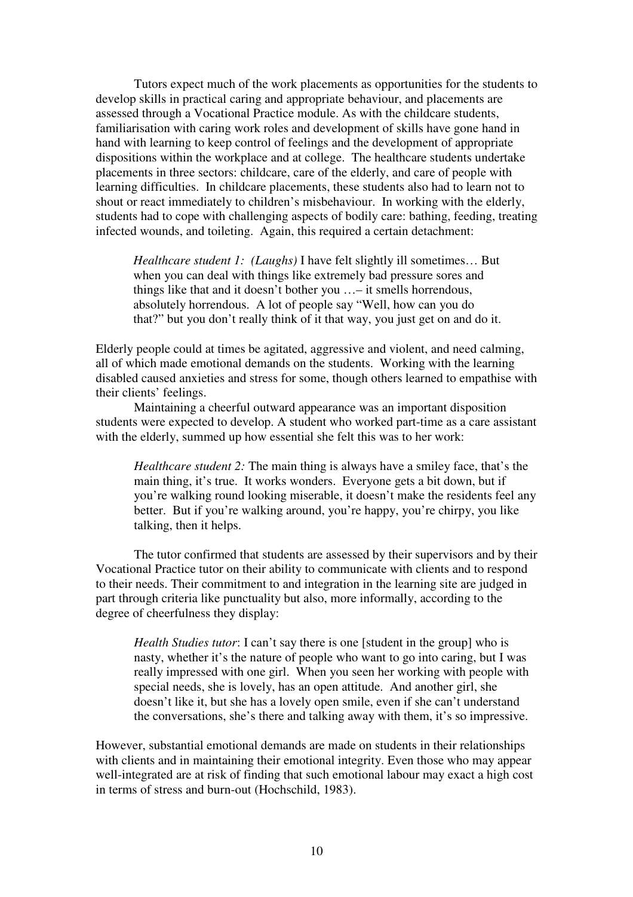Tutors expect much of the work placements as opportunities for the students to develop skills in practical caring and appropriate behaviour, and placements are assessed through a Vocational Practice module. As with the childcare students, familiarisation with caring work roles and development of skills have gone hand in hand with learning to keep control of feelings and the development of appropriate dispositions within the workplace and at college. The healthcare students undertake placements in three sectors: childcare, care of the elderly, and care of people with learning difficulties. In childcare placements, these students also had to learn not to shout or react immediately to children's misbehaviour. In working with the elderly, students had to cope with challenging aspects of bodily care: bathing, feeding, treating infected wounds, and toileting. Again, this required a certain detachment:

> *Healthcare student 1: (Laughs)* I have felt slightly ill sometimes… But when you can deal with things like extremely bad pressure sores and things like that and it doesn't bother you …– it smells horrendous, absolutely horrendous. A lot of people say "Well, how can you do that?" but you don't really think of it that way, you just get on and do it.

Elderly people could at times be agitated, aggressive and violent, and need calming, all of which made emotional demands on the students. Working with the learning disabled caused anxieties and stress for some, though others learned to empathise with their clients' feelings.

Maintaining a cheerful outward appearance was an important disposition students were expected to develop. A student who worked part-time as a care assistant with the elderly, summed up how essential she felt this was to her work:

> *Healthcare student 2:* The main thing is always have a smiley face, that's the main thing, it's true. It works wonders. Everyone gets a bit down, but if you're walking round looking miserable, it doesn't make the residents feel any better. But if you're walking around, you're happy, you're chirpy, you like talking, then it helps.

The tutor confirmed that students are assessed by their supervisors and by their Vocational Practice tutor on their ability to communicate with clients and to respond to their needs. Their commitment to and integration in the learning site are judged in part through criteria like punctuality but also, more informally, according to the degree of cheerfulness they display:

> *Health Studies tutor*: I can't say there is one [student in the group] who is nasty, whether it's the nature of people who want to go into caring, but I was really impressed with one girl. When you seen her working with people with special needs, she is lovely, has an open attitude. And another girl, she doesn't like it, but she has a lovely open smile, even if she can't understand the conversations, she's there and talking away with them, it's so impressive.

However, substantial emotional demands are made on students in their relationships with clients and in maintaining their emotional integrity. Even those who may appear well-integrated are at risk of finding that such emotional labour may exact a high cost in terms of stress and burn-out (Hochschild, 1983).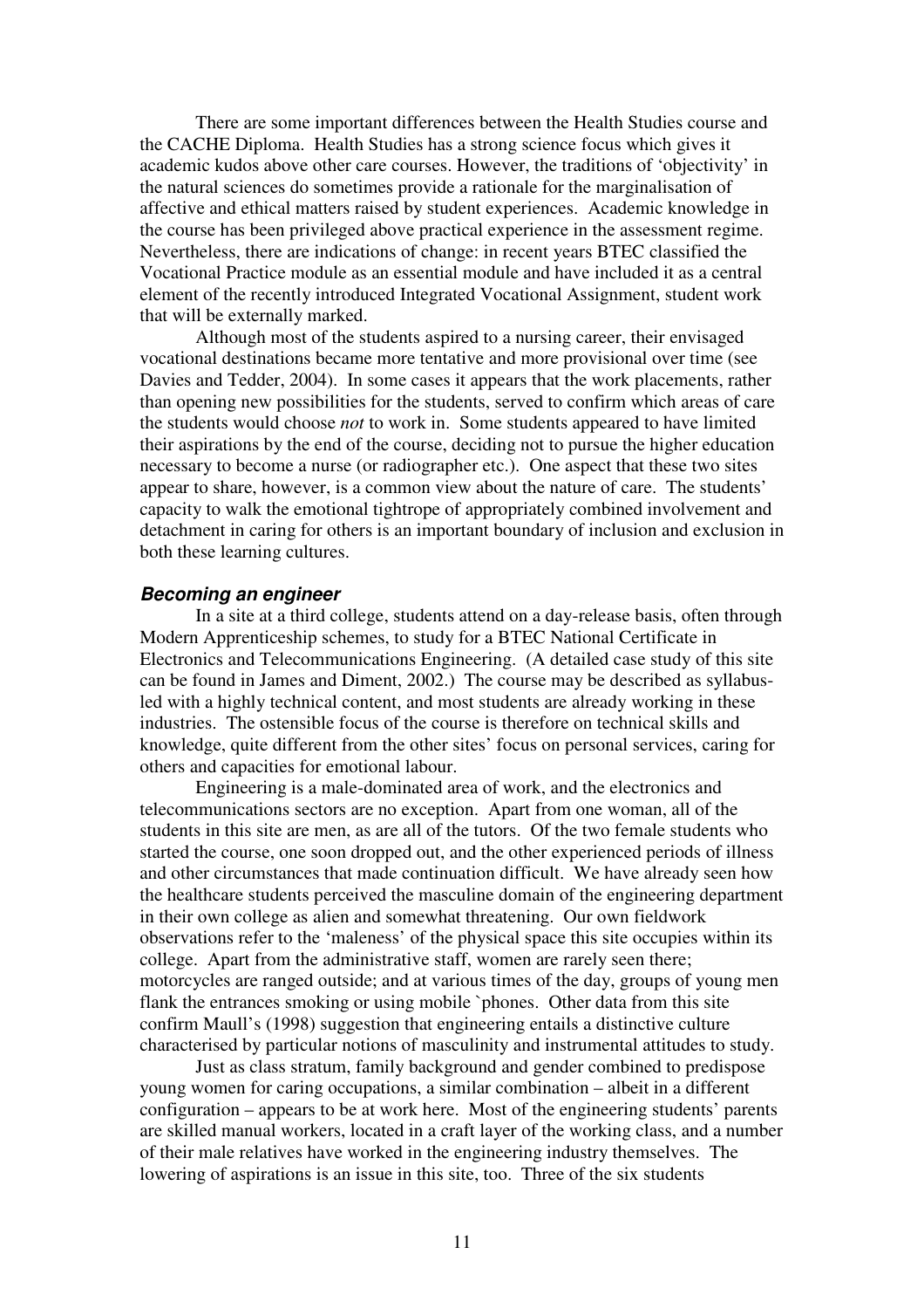There are some important differences between the Health Studies course and the CACHE Diploma. Health Studies has a strong science focus which gives it academic kudos above other care courses. However, the traditions of 'objectivity' in the natural sciences do sometimes provide a rationale for the marginalisation of affective and ethical matters raised by student experiences. Academic knowledge in the course has been privileged above practical experience in the assessment regime. Nevertheless, there are indications of change: in recent years BTEC classified the Vocational Practice module as an essential module and have included it as a central element of the recently introduced Integrated Vocational Assignment, student work that will be externally marked.

Although most of the students aspired to a nursing career, their envisaged vocational destinations became more tentative and more provisional over time (see Davies and Tedder, 2004). In some cases it appears that the work placements, rather than opening new possibilities for the students, served to confirm which areas of care the students would choose *not* to work in. Some students appeared to have limited their aspirations by the end of the course, deciding not to pursue the higher education necessary to become a nurse (or radiographer etc.). One aspect that these two sites appear to share, however, is a common view about the nature of care. The students' capacity to walk the emotional tightrope of appropriately combined involvement and detachment in caring for others is an important boundary of inclusion and exclusion in both these learning cultures.

### *Becoming an engineer*

In a site at a third college, students attend on a day-release basis, often through Modern Apprenticeship schemes, to study for a BTEC National Certificate in Electronics and Telecommunications Engineering. (A detailed case study of this site can be found in James and Diment, 2002.) The course may be described as syllabus-led with a highly technical content, and most students are already working in these industries. The ostensible focus of the course is therefore on technical skills and knowledge, quite different from the other sites' focus on personal services, caring for others and capacities for emotional labour.

Engineering is a male-dominated area of work, and the electronics and telecommunications sectors are no exception. Apart from one woman, all of the students in this site are men, as are all of the tutors. Of the two female students who started the course, one soon dropped out, and the other experienced periods of illness and other circumstances that made continuation difficult. We have already seen how the healthcare students perceived the masculine domain of the engineering department in their own college as alien and somewhat threatening. Our own fieldwork observations refer to the 'maleness' of the physical space this site occupies within its college. Apart from the administrative staff, women are rarely seen there; motorcycles are ranged outside; and at various times of the day, groups of young men flank the entrances smoking or using mobile `phones. Other data from this site confirm Maull's (1998) suggestion that engineering entails a distinctive culture characterised by particular notions of masculinity and instrumental attitudes to study.

Just as class stratum, family background and gender combined to predispose young women for caring occupations, a similar combination – albeit in a different configuration – appears to be at work here. Most of the engineering students' parents are skilled manual workers, located in a craft layer of the working class, and a number of their male relatives have worked in the engineering industry themselves. The lowering of aspirations is an issue in this site, too. Three of the six students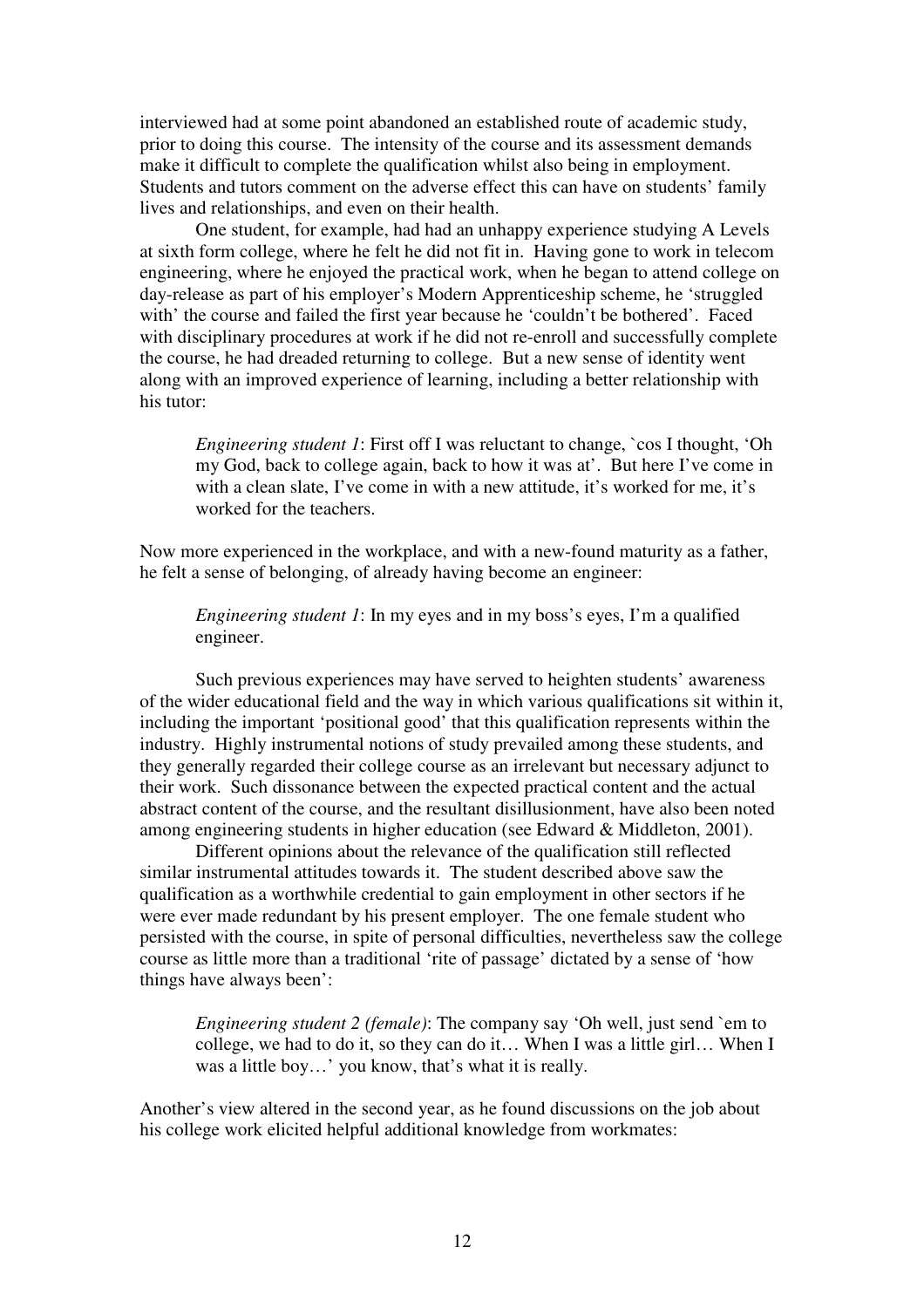interviewed had at some point abandoned an established route of academic study, prior to doing this course. The intensity of the course and its assessment demands make it difficult to complete the qualification whilst also being in employment. Students and tutors comment on the adverse effect this can have on students' family lives and relationships, and even on their health.

One student, for example, had had an unhappy experience studying A Levels at sixth form college, where he felt he did not fit in. Having gone to work in telecom engineering, where he enjoyed the practical work, when he began to attend college on day-release as part of his employer's Modern Apprenticeship scheme, he 'struggled with' the course and failed the first year because he 'couldn't be bothered'. Faced with disciplinary procedures at work if he did not re-enroll and successfully complete the course, he had dreaded returning to college. But a new sense of identity went along with an improved experience of learning, including a better relationship with his tutor:

> *Engineering student 1*: First off I was reluctant to change, `cos I thought, 'Oh my God, back to college again, back to how it was at'. But here I've come in with a clean slate, I've come in with a new attitude, it's worked for me, it's worked for the teachers.

Now more experienced in the workplace, and with a new-found maturity as a father, he felt a sense of belonging, of already having become an engineer:

> *Engineering student 1*: In my eyes and in my boss's eyes, I'm a qualified engineer.

Such previous experiences may have served to heighten students' awareness of the wider educational field and the way in which various qualifications sit within it, including the important 'positional good' that this qualification represents within the industry. Highly instrumental notions of study prevailed among these students, and they generally regarded their college course as an irrelevant but necessary adjunct to their work. Such dissonance between the expected practical content and the actual abstract content of the course, and the resultant disillusionment, have also been noted among engineering students in higher education (see Edward & Middleton, 2001).

Different opinions about the relevance of the qualification still reflected similar instrumental attitudes towards it. The student described above saw the qualification as a worthwhile credential to gain employment in other sectors if he were ever made redundant by his present employer. The one female student who persisted with the course, in spite of personal difficulties, nevertheless saw the college course as little more than a traditional 'rite of passage' dictated by a sense of 'how things have always been':

> *Engineering student 2 (female)*: The company say 'Oh well, just send `em to college, we had to do it, so they can do it… When I was a little girl… When I was a little boy…' you know, that's what it is really.

Another's view altered in the second year, as he found discussions on the job about his college work elicited helpful additional knowledge from workmates: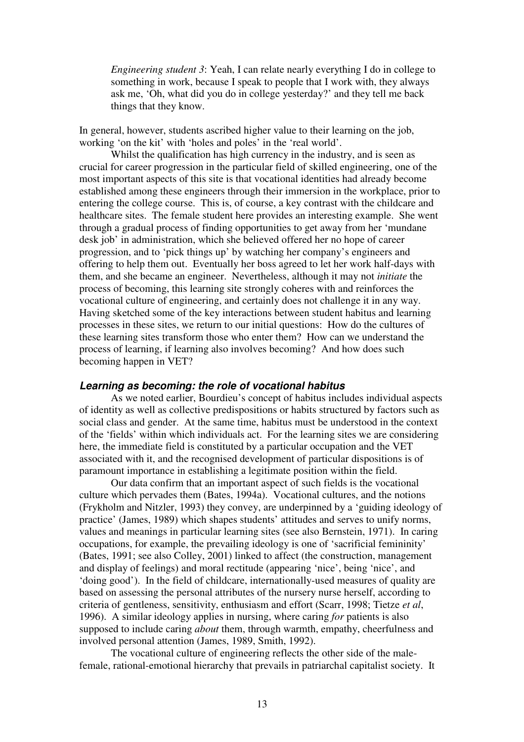> *Engineering student 3*: Yeah, I can relate nearly everything I do in college to something in work, because I speak to people that I work with, they always ask me, 'Oh, what did you do in college yesterday?' and they tell me back things that they know.

In general, however, students ascribed higher value to their learning on the job, working 'on the kit' with 'holes and poles' in the 'real world'.

Whilst the qualification has high currency in the industry, and is seen as crucial for career progression in the particular field of skilled engineering, one of the most important aspects of this site is that vocational identities had already become established among these engineers through their immersion in the workplace, prior to entering the college course. This is, of course, a key contrast with the childcare and healthcare sites. The female student here provides an interesting example. She went through a gradual process of finding opportunities to get away from her 'mundane desk job' in administration, which she believed offered her no hope of career progression, and to 'pick things up' by watching her company's engineers and offering to help them out. Eventually her boss agreed to let her work half-days with them, and she became an engineer. Nevertheless, although it may not *initiate* the process of becoming, this learning site strongly coheres with and reinforces the vocational culture of engineering, and certainly does not challenge it in any way. Having sketched some of the key interactions between student habitus and learning processes in these sites, we return to our initial questions: How do the cultures of these learning sites transform those who enter them? How can we understand the process of learning, if learning also involves becoming? And how does such becoming happen in VET?

### *Learning as becoming: the role of vocational habitus*

As we noted earlier, Bourdieu's concept of habitus includes individual aspects of identity as well as collective predispositions or habits structured by factors such as social class and gender. At the same time, habitus must be understood in the context of the 'fields' within which individuals act. For the learning sites we are considering here, the immediate field is constituted by a particular occupation and the VET associated with it, and the recognised development of particular dispositions is of paramount importance in establishing a legitimate position within the field.

Our data confirm that an important aspect of such fields is the vocational culture which pervades them (Bates, 1994a). Vocational cultures, and the notions (Frykholm and Nitzler, 1993) they convey, are underpinned by a 'guiding ideology of practice' (James, 1989) which shapes students' attitudes and serves to unify norms, values and meanings in particular learning sites (see also Bernstein, 1971). In caring occupations, for example, the prevailing ideology is one of 'sacrificial femininity' (Bates, 1991; see also Colley, 2001) linked to affect (the construction, management and display of feelings) and moral rectitude (appearing 'nice', being 'nice', and 'doing good'). In the field of childcare, internationally-used measures of quality are based on assessing the personal attributes of the nursery nurse herself, according to criteria of gentleness, sensitivity, enthusiasm and effort (Scarr, 1998; Tietze *et al*, 1996). A similar ideology applies in nursing, where caring *for* patients is also supposed to include caring *about* them, through warmth, empathy, cheerfulness and involved personal attention (James, 1989, Smith, 1992).

The vocational culture of engineering reflects the other side of the male-female, rational-emotional hierarchy that prevails in patriarchal capitalist society. It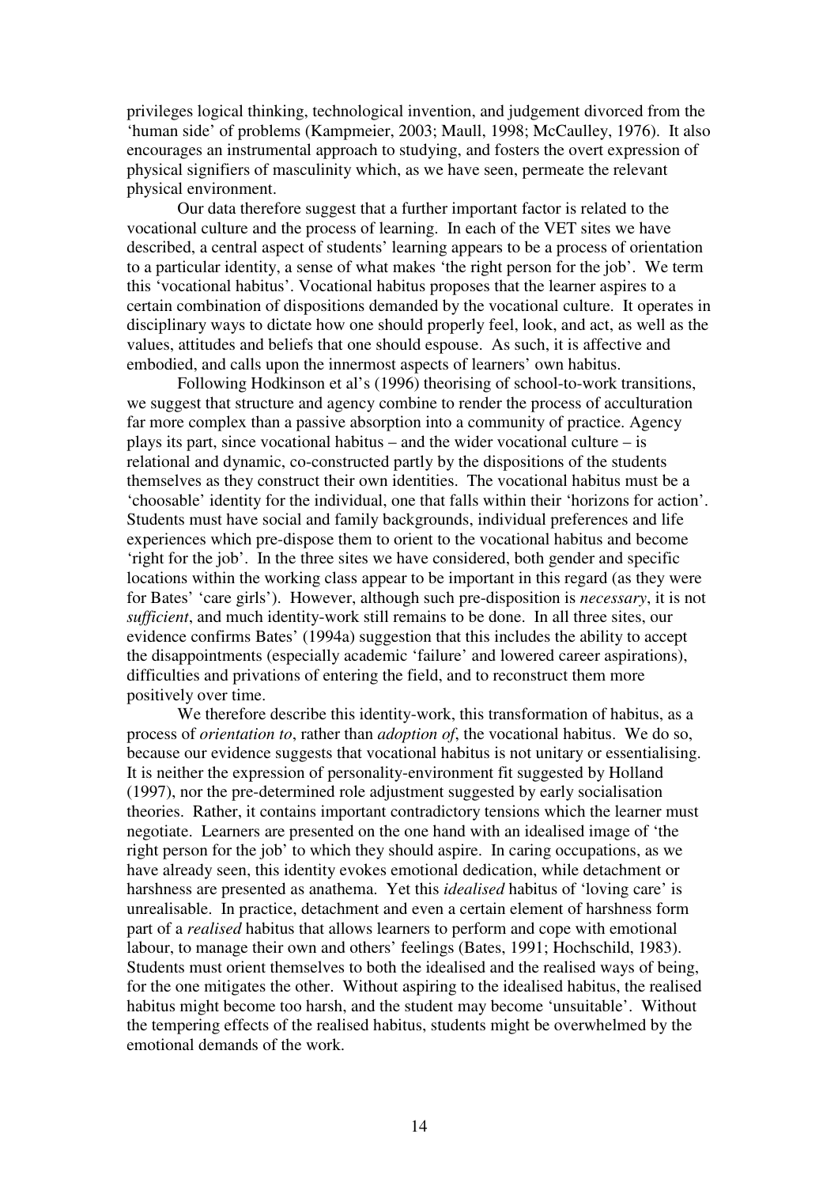privileges logical thinking, technological invention, and judgement divorced from the 'human side' of problems (Kampmeier, 2003; Maull, 1998; McCaulley, 1976). It also encourages an instrumental approach to studying, and fosters the overt expression of physical signifiers of masculinity which, as we have seen, permeate the relevant physical environment.

Our data therefore suggest that a further important factor is related to the vocational culture and the process of learning. In each of the VET sites we have described, a central aspect of students' learning appears to be a process of orientation to a particular identity, a sense of what makes 'the right person for the job'. We term this 'vocational habitus'. Vocational habitus proposes that the learner aspires to a certain combination of dispositions demanded by the vocational culture. It operates in disciplinary ways to dictate how one should properly feel, look, and act, as well as the values, attitudes and beliefs that one should espouse. As such, it is affective and embodied, and calls upon the innermost aspects of learners' own habitus.

Following Hodkinson et al's (1996) theorising of school-to-work transitions, we suggest that structure and agency combine to render the process of acculturation far more complex than a passive absorption into a community of practice. Agency plays its part, since vocational habitus – and the wider vocational culture – is relational and dynamic, co-constructed partly by the dispositions of the students themselves as they construct their own identities. The vocational habitus must be a 'choosable' identity for the individual, one that falls within their 'horizons for action'. Students must have social and family backgrounds, individual preferences and life experiences which pre-dispose them to orient to the vocational habitus and become 'right for the job'. In the three sites we have considered, both gender and specific locations within the working class appear to be important in this regard (as they were for Bates' 'care girls'). However, although such pre-disposition is *necessary*, it is not *sufficient*, and much identity-work still remains to be done. In all three sites, our evidence confirms Bates' (1994a) suggestion that this includes the ability to accept the disappointments (especially academic 'failure' and lowered career aspirations), difficulties and privations of entering the field, and to reconstruct them more positively over time.

We therefore describe this identity-work, this transformation of habitus, as a process of *orientation to*, rather than *adoption of*, the vocational habitus. We do so, because our evidence suggests that vocational habitus is not unitary or essentialising. It is neither the expression of personality-environment fit suggested by Holland (1997), nor the pre-determined role adjustment suggested by early socialisation theories. Rather, it contains important contradictory tensions which the learner must negotiate. Learners are presented on the one hand with an idealised image of 'the right person for the job' to which they should aspire. In caring occupations, as we have already seen, this identity evokes emotional dedication, while detachment or harshness are presented as anathema. Yet this *idealised* habitus of 'loving care' is unrealisable. In practice, detachment and even a certain element of harshness form part of a *realised* habitus that allows learners to perform and cope with emotional labour, to manage their own and others' feelings (Bates, 1991; Hochschild, 1983). Students must orient themselves to both the idealised and the realised ways of being, for the one mitigates the other. Without aspiring to the idealised habitus, the realised habitus might become too harsh, and the student may become 'unsuitable'. Without the tempering effects of the realised habitus, students might be overwhelmed by the emotional demands of the work.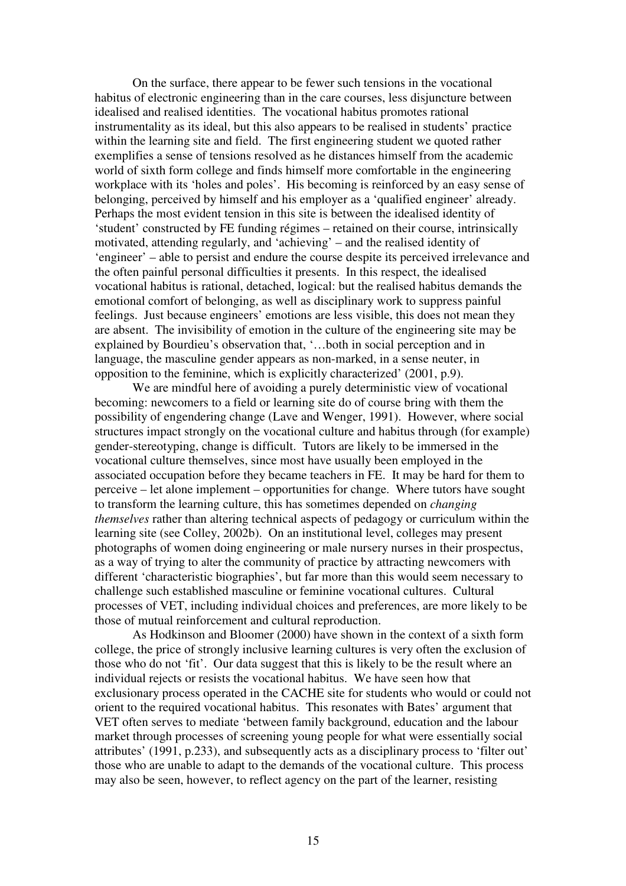On the surface, there appear to be fewer such tensions in the vocational habitus of electronic engineering than in the care courses, less disjuncture between idealised and realised identities. The vocational habitus promotes rational instrumentality as its ideal, but this also appears to be realised in students' practice within the learning site and field. The first engineering student we quoted rather exemplifies a sense of tensions resolved as he distances himself from the academic world of sixth form college and finds himself more comfortable in the engineering workplace with its 'holes and poles'. His becoming is reinforced by an easy sense of belonging, perceived by himself and his employer as a 'qualified engineer' already. Perhaps the most evident tension in this site is between the idealised identity of 'student' constructed by FE funding régimes – retained on their course, intrinsically motivated, attending regularly, and 'achieving' – and the realised identity of 'engineer' – able to persist and endure the course despite its perceived irrelevance and the often painful personal difficulties it presents. In this respect, the idealised vocational habitus is rational, detached, logical: but the realised habitus demands the emotional comfort of belonging, as well as disciplinary work to suppress painful feelings. Just because engineers' emotions are less visible, this does not mean they are absent. The invisibility of emotion in the culture of the engineering site may be explained by Bourdieu's observation that, '…both in social perception and in language, the masculine gender appears as non-marked, in a sense neuter, in opposition to the feminine, which is explicitly characterized' (2001, p.9).

We are mindful here of avoiding a purely deterministic view of vocational becoming: newcomers to a field or learning site do of course bring with them the possibility of engendering change (Lave and Wenger, 1991). However, where social structures impact strongly on the vocational culture and habitus through (for example) gender-stereotyping, change is difficult. Tutors are likely to be immersed in the vocational culture themselves, since most have usually been employed in the associated occupation before they became teachers in FE. It may be hard for them to perceive – let alone implement – opportunities for change. Where tutors have sought to transform the learning culture, this has sometimes depended on *changing themselves* rather than altering technical aspects of pedagogy or curriculum within the learning site (see Colley, 2002b). On an institutional level, colleges may present photographs of women doing engineering or male nursery nurses in their prospectus, as a way of trying to alter the community of practice by attracting newcomers with different 'characteristic biographies', but far more than this would seem necessary to challenge such established masculine or feminine vocational cultures. Cultural processes of VET, including individual choices and preferences, are more likely to be those of mutual reinforcement and cultural reproduction.

As Hodkinson and Bloomer (2000) have shown in the context of a sixth form college, the price of strongly inclusive learning cultures is very often the exclusion of those who do not 'fit'. Our data suggest that this is likely to be the result where an individual rejects or resists the vocational habitus. We have seen how that exclusionary process operated in the CACHE site for students who would or could not orient to the required vocational habitus. This resonates with Bates' argument that VET often serves to mediate 'between family background, education and the labour market through processes of screening young people for what were essentially social attributes' (1991, p.233), and subsequently acts as a disciplinary process to 'filter out' those who are unable to adapt to the demands of the vocational culture. This process may also be seen, however, to reflect agency on the part of the learner, resisting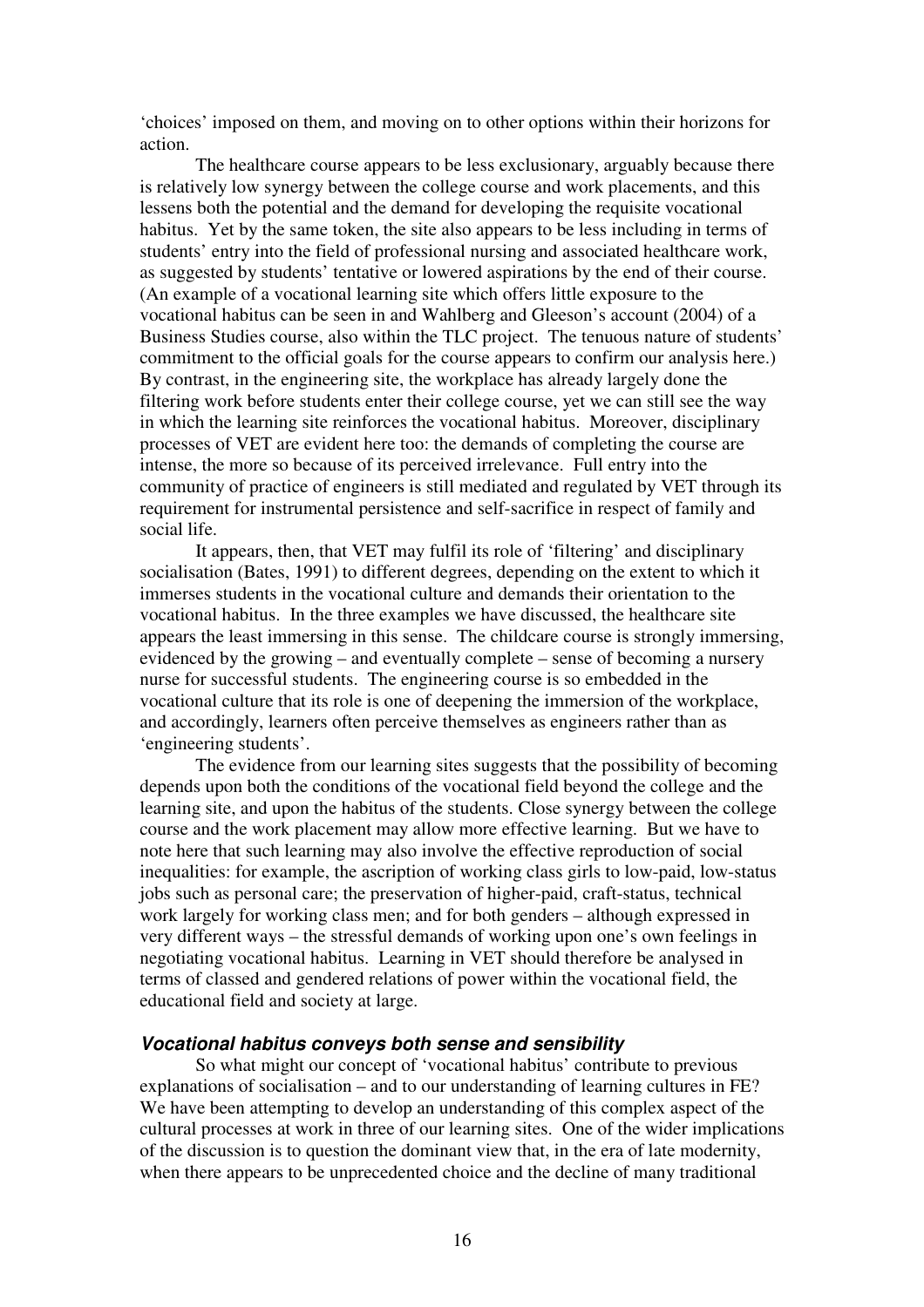'choices' imposed on them, and moving on to other options within their horizons for action.

The healthcare course appears to be less exclusionary, arguably because there is relatively low synergy between the college course and work placements, and this lessens both the potential and the demand for developing the requisite vocational habitus. Yet by the same token, the site also appears to be less including in terms of students' entry into the field of professional nursing and associated healthcare work, as suggested by students' tentative or lowered aspirations by the end of their course. (An example of a vocational learning site which offers little exposure to the vocational habitus can be seen in and Wahlberg and Gleeson's account (2004) of a Business Studies course, also within the TLC project. The tenuous nature of students' commitment to the official goals for the course appears to confirm our analysis here.) By contrast, in the engineering site, the workplace has already largely done the filtering work before students enter their college course, yet we can still see the way in which the learning site reinforces the vocational habitus. Moreover, disciplinary processes of VET are evident here too: the demands of completing the course are intense, the more so because of its perceived irrelevance. Full entry into the community of practice of engineers is still mediated and regulated by VET through its requirement for instrumental persistence and self-sacrifice in respect of family and social life.

It appears, then, that VET may fulfil its role of 'filtering' and disciplinary socialisation (Bates, 1991) to different degrees, depending on the extent to which it immerses students in the vocational culture and demands their orientation to the vocational habitus. In the three examples we have discussed, the healthcare site appears the least immersing in this sense. The childcare course is strongly immersing, evidenced by the growing – and eventually complete – sense of becoming a nursery nurse for successful students. The engineering course is so embedded in the vocational culture that its role is one of deepening the immersion of the workplace, and accordingly, learners often perceive themselves as engineers rather than as 'engineering students'.

The evidence from our learning sites suggests that the possibility of becoming depends upon both the conditions of the vocational field beyond the college and the learning site, and upon the habitus of the students. Close synergy between the college course and the work placement may allow more effective learning. But we have to note here that such learning may also involve the effective reproduction of social inequalities: for example, the ascription of working class girls to low-paid, low-status jobs such as personal care; the preservation of higher-paid, craft-status, technical work largely for working class men; and for both genders – although expressed in very different ways – the stressful demands of working upon one's own feelings in negotiating vocational habitus. Learning in VET should therefore be analysed in terms of classed and gendered relations of power within the vocational field, the educational field and society at large.

### ***Vocational habitus conveys both sense and sensibility***

So what might our concept of 'vocational habitus' contribute to previous explanations of socialisation – and to our understanding of learning cultures in FE? We have been attempting to develop an understanding of this complex aspect of the cultural processes at work in three of our learning sites. One of the wider implications of the discussion is to question the dominant view that, in the era of late modernity, when there appears to be unprecedented choice and the decline of many traditional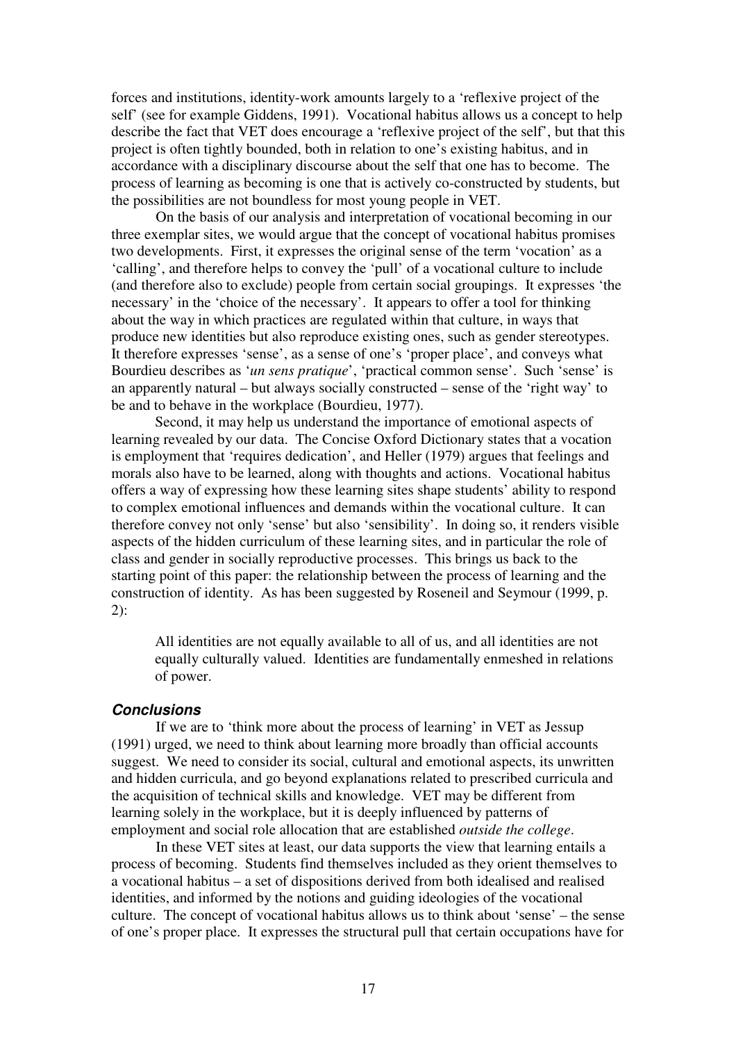forces and institutions, identity-work amounts largely to a 'reflexive project of the self' (see for example Giddens, 1991). Vocational habitus allows us a concept to help describe the fact that VET does encourage a 'reflexive project of the self', but that this project is often tightly bounded, both in relation to one's existing habitus, and in accordance with a disciplinary discourse about the self that one has to become. The process of learning as becoming is one that is actively co-constructed by students, but the possibilities are not boundless for most young people in VET.

On the basis of our analysis and interpretation of vocational becoming in our three exemplar sites, we would argue that the concept of vocational habitus promises two developments. First, it expresses the original sense of the term 'vocation' as a 'calling', and therefore helps to convey the 'pull' of a vocational culture to include (and therefore also to exclude) people from certain social groupings. It expresses 'the necessary' in the 'choice of the necessary'. It appears to offer a tool for thinking about the way in which practices are regulated within that culture, in ways that produce new identities but also reproduce existing ones, such as gender stereotypes. It therefore expresses 'sense', as a sense of one's 'proper place', and conveys what Bourdieu describes as '*un sens pratique*', 'practical common sense'. Such 'sense' is an apparently natural – but always socially constructed – sense of the 'right way' to be and to behave in the workplace (Bourdieu, 1977).

Second, it may help us understand the importance of emotional aspects of learning revealed by our data. The Concise Oxford Dictionary states that a vocation is employment that 'requires dedication', and Heller (1979) argues that feelings and morals also have to be learned, along with thoughts and actions. Vocational habitus offers a way of expressing how these learning sites shape students' ability to respond to complex emotional influences and demands within the vocational culture. It can therefore convey not only 'sense' but also 'sensibility'. In doing so, it renders visible aspects of the hidden curriculum of these learning sites, and in particular the role of class and gender in socially reproductive processes. This brings us back to the starting point of this paper: the relationship between the process of learning and the construction of identity. As has been suggested by Roseneil and Seymour (1999, p. 2):

> All identities are not equally available to all of us, and all identities are not equally culturally valued. Identities are fundamentally enmeshed in relations of power.

### *Conclusions*

If we are to 'think more about the process of learning' in VET as Jessup (1991) urged, we need to think about learning more broadly than official accounts suggest. We need to consider its social, cultural and emotional aspects, its unwritten and hidden curricula, and go beyond explanations related to prescribed curricula and the acquisition of technical skills and knowledge. VET may be different from learning solely in the workplace, but it is deeply influenced by patterns of employment and social role allocation that are established *outside the college*.

In these VET sites at least, our data supports the view that learning entails a process of becoming. Students find themselves included as they orient themselves to a vocational habitus – a set of dispositions derived from both idealised and realised identities, and informed by the notions and guiding ideologies of the vocational culture. The concept of vocational habitus allows us to think about 'sense' – the sense of one's proper place. It expresses the structural pull that certain occupations have for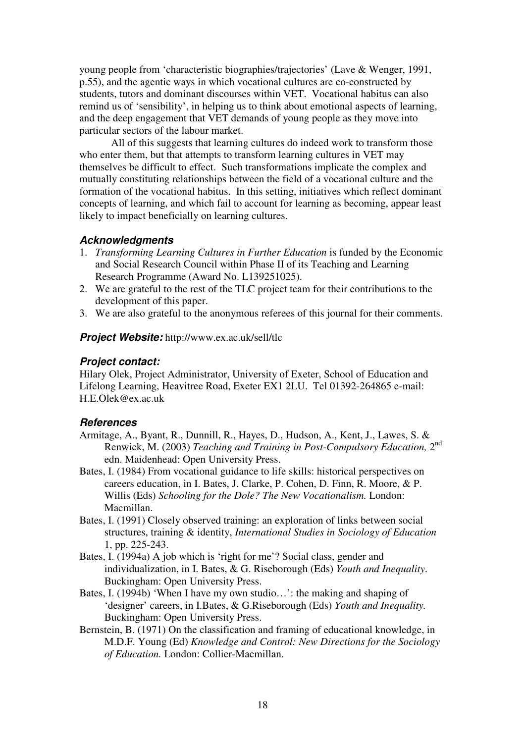young people from 'characteristic biographies/trajectories' (Lave & Wenger, 1991, p.55), and the agentic ways in which vocational cultures are co-constructed by students, tutors and dominant discourses within VET. Vocational habitus can also remind us of 'sensibility', in helping us to think about emotional aspects of learning, and the deep engagement that VET demands of young people as they move into particular sectors of the labour market.

All of this suggests that learning cultures do indeed work to transform those who enter them, but that attempts to transform learning cultures in VET may themselves be difficult to effect. Such transformations implicate the complex and mutually constituting relationships between the field of a vocational culture and the formation of the vocational habitus. In this setting, initiatives which reflect dominant concepts of learning, and which fail to account for learning as becoming, appear least likely to impact beneficially on learning cultures.

### *Acknowledgments*

1. *Transforming Learning Cultures in Further Education* is funded by the Economic and Social Research Council within Phase II of its Teaching and Learning Research Programme (Award No. L139251025).
2. We are grateful to the rest of the TLC project team for their contributions to the development of this paper.
3. We are also grateful to the anonymous referees of this journal for their comments.

***Project Website:*** http://www.ex.ac.uk/sell/tlc

### *Project contact:*

Hilary Olek, Project Administrator, University of Exeter, School of Education and Lifelong Learning, Heavitree Road, Exeter EX1 2LU. Tel 01392-264865 e-mail: H.E.Olek@ex.ac.uk

### *References*

Armitage, A., Byant, R., Dunnill, R., Hayes, D., Hudson, A., Kent, J., Lawes, S. & Renwick, M. (2003) *Teaching and Training in Post-Compulsory Education,* 2nd edn. Maidenhead: Open University Press.

Bates, I. (1984) From vocational guidance to life skills: historical perspectives on careers education, in I. Bates, J. Clarke, P. Cohen, D. Finn, R. Moore, & P. Willis (Eds) *Schooling for the Dole? The New Vocationalism.* London: Macmillan.

Bates, I. (1991) Closely observed training: an exploration of links between social structures, training & identity, *International Studies in Sociology of Education* 1, pp. 225-243.

Bates, I. (1994a) A job which is 'right for me'? Social class, gender and individualization, in I. Bates, & G. Riseborough (Eds) *Youth and Inequality*. Buckingham: Open University Press.

Bates, I. (1994b) 'When I have my own studio…': the making and shaping of 'designer' careers, in I.Bates, & G.Riseborough (Eds) *Youth and Inequality.* Buckingham: Open University Press.

Bernstein, B. (1971) On the classification and framing of educational knowledge, in M.D.F. Young (Ed) *Knowledge and Control: New Directions for the Sociology of Education.* London: Collier-Macmillan.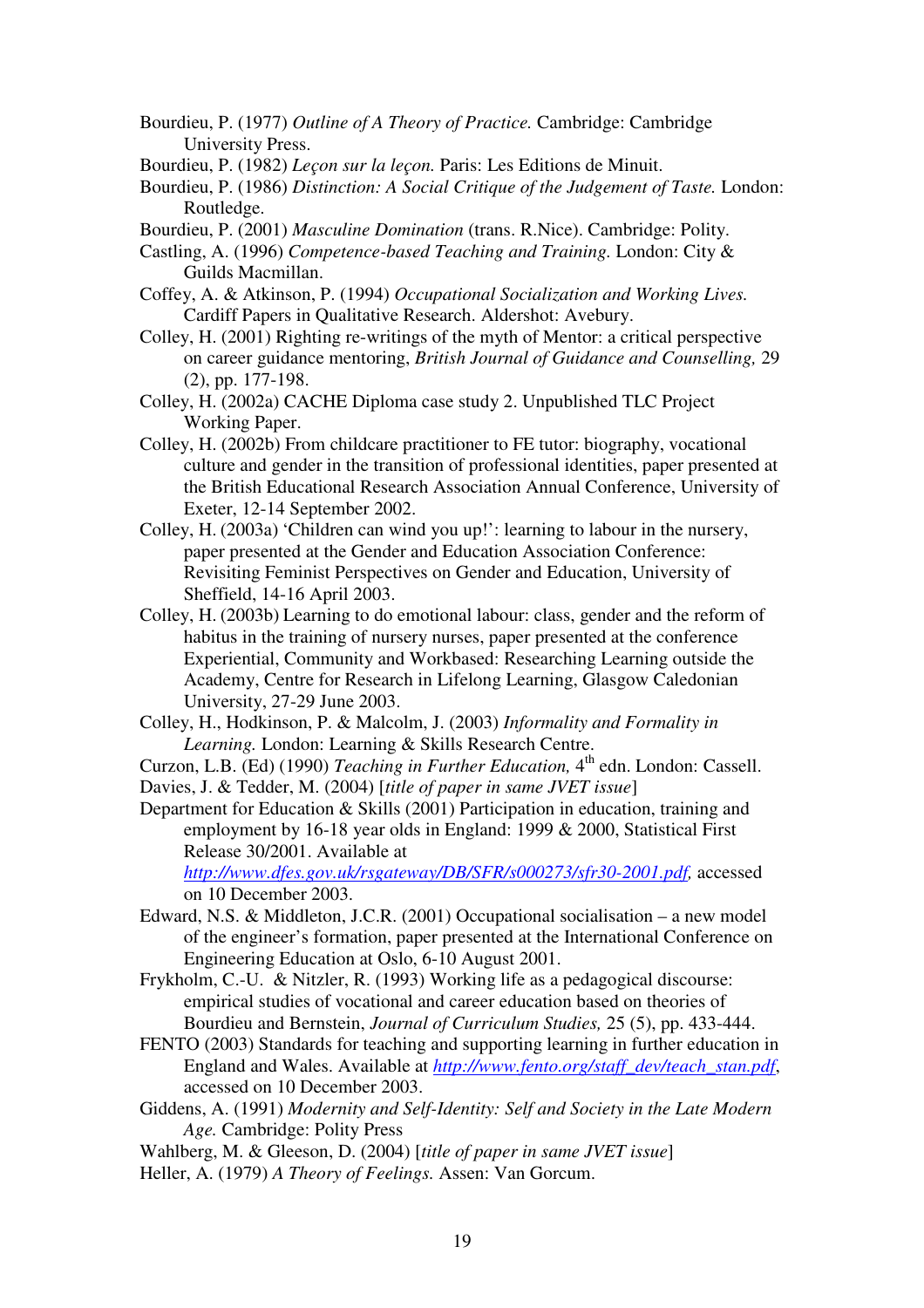Bourdieu, P. (1977) *Outline of A Theory of Practice.* Cambridge: Cambridge University Press.

Bourdieu, P. (1982) *Leçon sur la leçon.* Paris: Les Editions de Minuit.

Bourdieu, P. (1986) *Distinction: A Social Critique of the Judgement of Taste.* London: Routledge.

Bourdieu, P. (2001) *Masculine Domination* (trans. R.Nice). Cambridge: Polity.

Castling, A. (1996) *Competence-based Teaching and Training.* London: City & Guilds Macmillan.

Coffey, A. & Atkinson, P. (1994) *Occupational Socialization and Working Lives.* Cardiff Papers in Qualitative Research. Aldershot: Avebury.

Colley, H. (2001) Righting re-writings of the myth of Mentor: a critical perspective on career guidance mentoring, *British Journal of Guidance and Counselling,* 29 (2), pp. 177-198.

Colley, H. (2002a) CACHE Diploma case study 2. Unpublished TLC Project Working Paper.

Colley, H. (2002b) From childcare practitioner to FE tutor: biography, vocational culture and gender in the transition of professional identities, paper presented at the British Educational Research Association Annual Conference, University of Exeter, 12-14 September 2002.

Colley, H. (2003a) 'Children can wind you up!': learning to labour in the nursery, paper presented at the Gender and Education Association Conference: Revisiting Feminist Perspectives on Gender and Education, University of Sheffield, 14-16 April 2003.

Colley, H. (2003b) Learning to do emotional labour: class, gender and the reform of habitus in the training of nursery nurses, paper presented at the conference Experiential, Community and Workbased: Researching Learning outside the Academy, Centre for Research in Lifelong Learning, Glasgow Caledonian University, 27-29 June 2003.

Colley, H., Hodkinson, P. & Malcolm, J. (2003) *Informality and Formality in Learning.* London: Learning & Skills Research Centre.

Curzon, L.B. (Ed) (1990) *Teaching in Further Education,* 4th edn. London: Cassell.

Davies, J. & Tedder, M. (2004) [*title of paper in same JVET issue*]

Department for Education & Skills (2001) Participation in education, training and employment by 16-18 year olds in England: 1999 & 2000, Statistical First Release 30/2001. Available at http://www.dfes.gov.uk/rsgateway/DB/SFR/s000273/sfr30-2001.pdf, accessed on 10 December 2003.

Edward, N.S. & Middleton, J.C.R. (2001) Occupational socialisation – a new model of the engineer's formation, paper presented at the International Conference on Engineering Education at Oslo, 6-10 August 2001.

Frykholm, C.-U. & Nitzler, R. (1993) Working life as a pedagogical discourse: empirical studies of vocational and career education based on theories of Bourdieu and Bernstein, *Journal of Curriculum Studies,* 25 (5), pp. 433-444.

FENTO (2003) Standards for teaching and supporting learning in further education in England and Wales. Available at http://www.fento.org/staff_dev/teach_stan.pdf, accessed on 10 December 2003.

Giddens, A. (1991) *Modernity and Self-Identity: Self and Society in the Late Modern Age.* Cambridge: Polity Press

Wahlberg, M. & Gleeson, D. (2004) [*title of paper in same JVET issue*]

Heller, A. (1979) *A Theory of Feelings.* Assen: Van Gorcum.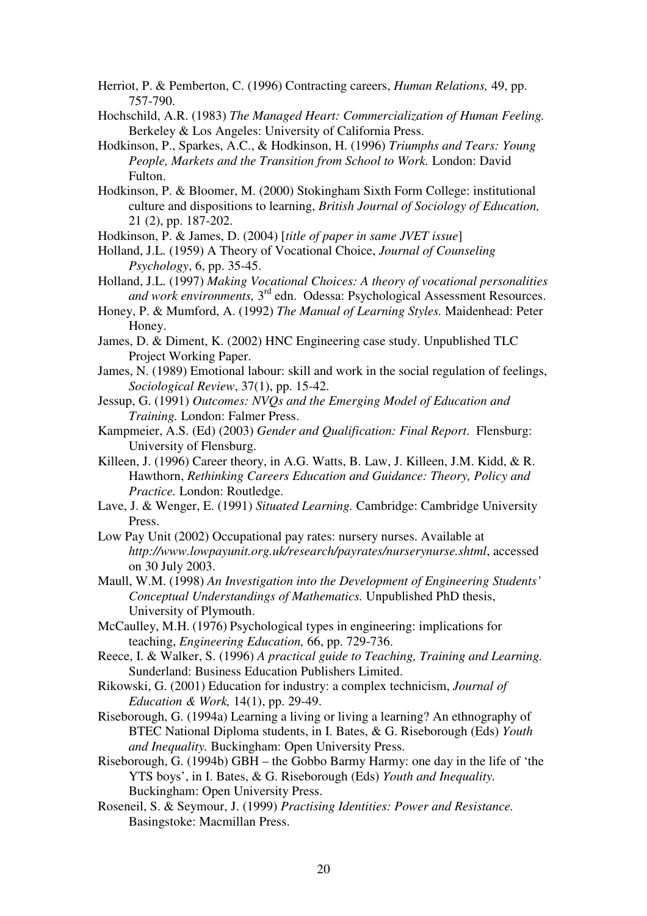Herriot, P. & Pemberton, C. (1996) Contracting careers, *Human Relations,* 49, pp. 757-790.

Hochschild, A.R. (1983) *The Managed Heart: Commercialization of Human Feeling.* Berkeley & Los Angeles: University of California Press.

Hodkinson, P., Sparkes, A.C., & Hodkinson, H. (1996) *Triumphs and Tears: Young People, Markets and the Transition from School to Work.* London: David Fulton.

Hodkinson, P. & Bloomer, M. (2000) Stokingham Sixth Form College: institutional culture and dispositions to learning, *British Journal of Sociology of Education,* 21 (2), pp. 187-202.

Hodkinson, P. & James, D. (2004) [*title of paper in same JVET issue*]

Holland, J.L. (1959) A Theory of Vocational Choice, *Journal of Counseling Psychology*, 6, pp. 35-45.

Holland, J.L. (1997) *Making Vocational Choices: A theory of vocational personalities and work environments,* 3rd edn. Odessa: Psychological Assessment Resources.

Honey, P. & Mumford, A. (1992) *The Manual of Learning Styles.* Maidenhead: Peter Honey.

James, D. & Diment, K. (2002) HNC Engineering case study. Unpublished TLC Project Working Paper.

James, N. (1989) Emotional labour: skill and work in the social regulation of feelings, *Sociological Review*, 37(1), pp. 15-42.

Jessup, G. (1991) *Outcomes: NVQs and the Emerging Model of Education and Training.* London: Falmer Press.

Kampmeier, A.S. (Ed) (2003) *Gender and Qualification: Final Report*. Flensburg: University of Flensburg.

Killeen, J. (1996) Career theory, in A.G. Watts, B. Law, J. Killeen, J.M. Kidd, & R. Hawthorn, *Rethinking Careers Education and Guidance: Theory, Policy and Practice.* London: Routledge.

Lave, J. & Wenger, E. (1991) *Situated Learning.* Cambridge: Cambridge University Press.

Low Pay Unit (2002) Occupational pay rates: nursery nurses. Available at *http://www.lowpayunit.org.uk/research/payrates/nurserynurse.shtml*, accessed on 30 July 2003.

Maull, W.M. (1998) *An Investigation into the Development of Engineering Students' Conceptual Understandings of Mathematics.* Unpublished PhD thesis, University of Plymouth.

McCaulley, M.H. (1976) Psychological types in engineering: implications for teaching, *Engineering Education,* 66, pp. 729-736.

Reece, I. & Walker, S. (1996) *A practical guide to Teaching, Training and Learning.* Sunderland: Business Education Publishers Limited.

Rikowski, G. (2001) Education for industry: a complex technicism, *Journal of Education & Work,* 14(1), pp. 29-49.

Riseborough, G. (1994a) Learning a living or living a learning? An ethnography of BTEC National Diploma students, in I. Bates, & G. Riseborough (Eds) *Youth and Inequality.* Buckingham: Open University Press.

Riseborough, G. (1994b) GBH – the Gobbo Barmy Harmy: one day in the life of 'the YTS boys', in I. Bates, & G. Riseborough (Eds) *Youth and Inequality.* Buckingham: Open University Press.

Roseneil, S. & Seymour, J. (1999) *Practising Identities: Power and Resistance.* Basingstoke: Macmillan Press.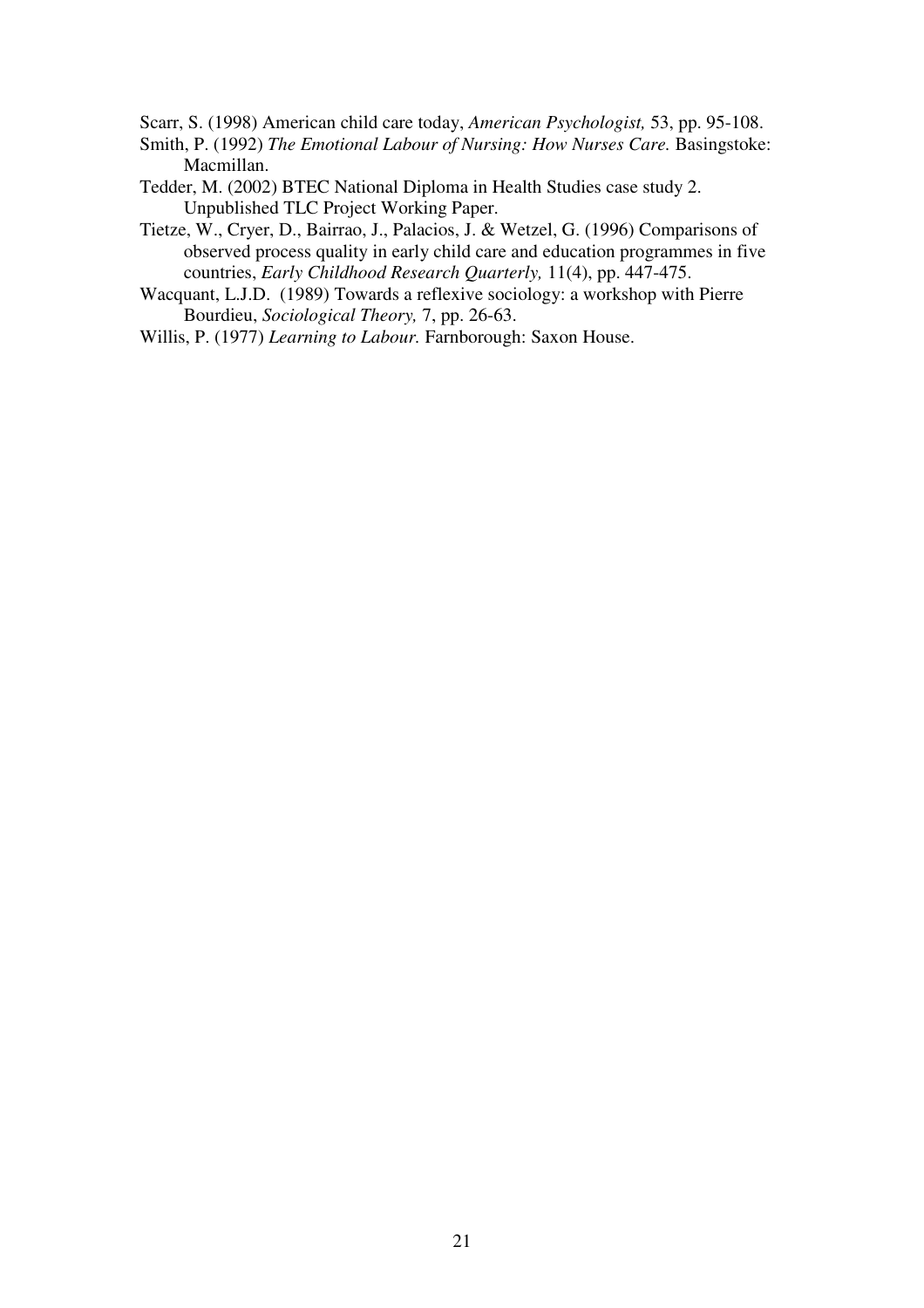Scarr, S. (1998) American child care today, *American Psychologist,* 53, pp. 95-108.

Smith, P. (1992) *The Emotional Labour of Nursing: How Nurses Care.* Basingstoke: Macmillan.

Tedder, M. (2002) BTEC National Diploma in Health Studies case study 2. Unpublished TLC Project Working Paper.

Tietze, W., Cryer, D., Bairrao, J., Palacios, J. & Wetzel, G. (1996) Comparisons of observed process quality in early child care and education programmes in five countries, *Early Childhood Research Quarterly,* 11(4), pp. 447-475.

Wacquant, L.J.D. (1989) Towards a reflexive sociology: a workshop with Pierre Bourdieu, *Sociological Theory,* 7, pp. 26-63.

Willis, P. (1977) *Learning to Labour.* Farnborough: Saxon House.